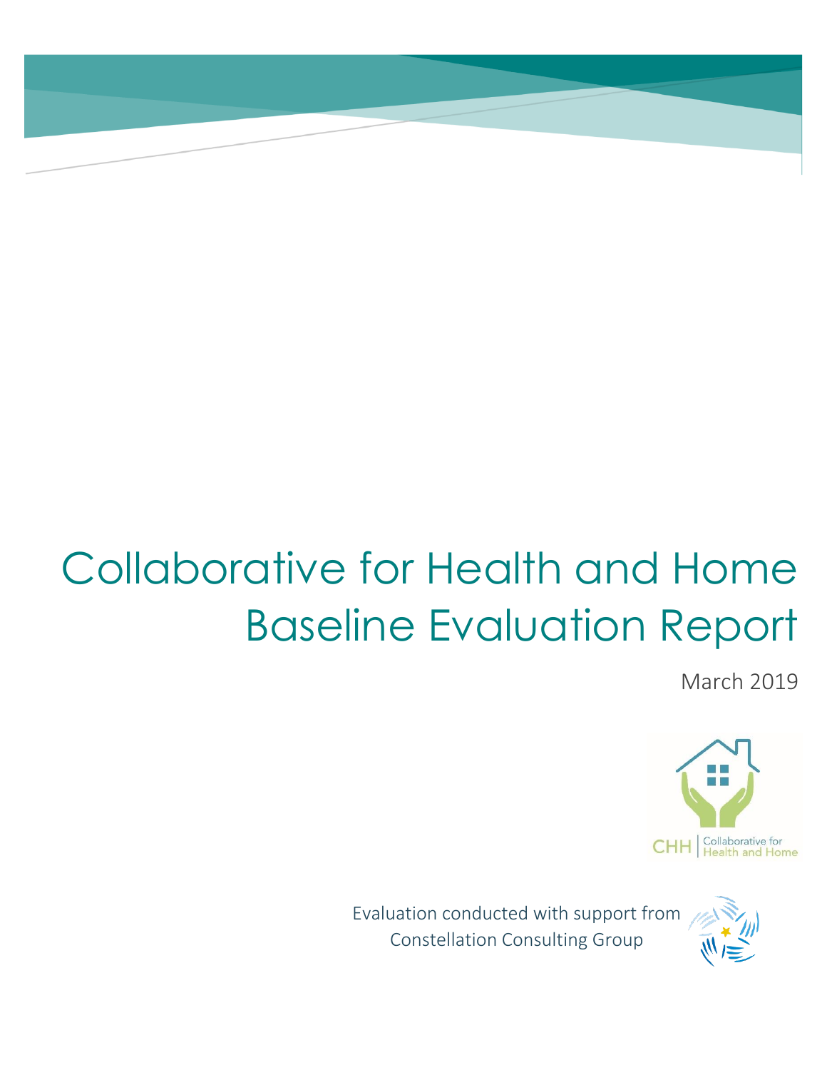# Collaborative for Health and Home Baseline Evaluation Report

March 2019

CHH | Collaborative for Health and Home

Evaluation conducted with support from Constellation Consulting Group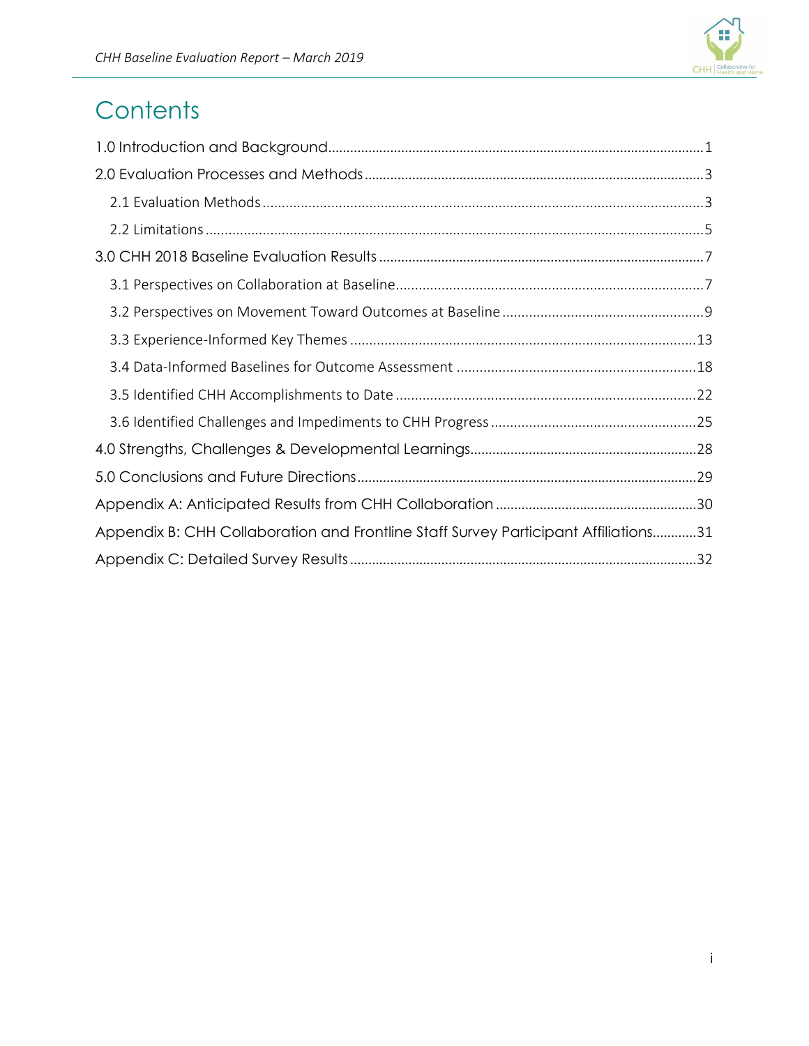# Contents

1.0 Introduction and Background ..... 1

2.0 Evaluation Processes and Methods ..... 3

- 2.1 Evaluation Methods ..... 3
- 2.2 Limitations ..... 5

3.0 CHH 2018 Baseline Evaluation Results ..... 7

- 3.1 Perspectives on Collaboration at Baseline ..... 7
- 3.2 Perspectives on Movement Toward Outcomes at Baseline ..... 9
- 3.3 Experience-Informed Key Themes ..... 13
- 3.4 Data-Informed Baselines for Outcome Assessment ..... 18
- 3.5 Identified CHH Accomplishments to Date ..... 22
- 3.6 Identified Challenges and Impediments to CHH Progress ..... 25

4.0 Strengths, Challenges & Developmental Learnings ..... 28

5.0 Conclusions and Future Directions ..... 29

Appendix A: Anticipated Results from CHH Collaboration ..... 30

Appendix B: CHH Collaboration and Frontline Staff Survey Participant Affiliations ..... 31

Appendix C: Detailed Survey Results ..... 32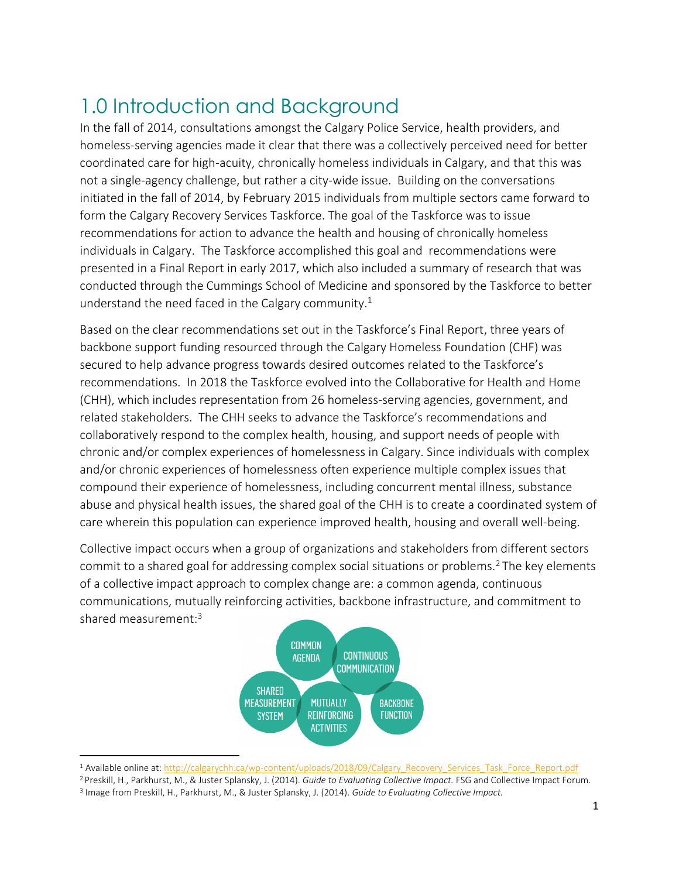# 1.0 Introduction and Background

In the fall of 2014, consultations amongst the Calgary Police Service, health providers, and homeless-serving agencies made it clear that there was a collectively perceived need for better coordinated care for high-acuity, chronically homeless individuals in Calgary, and that this was not a single-agency challenge, but rather a city-wide issue. Building on the conversations initiated in the fall of 2014, by February 2015 individuals from multiple sectors came forward to form the Calgary Recovery Services Taskforce. The goal of the Taskforce was to issue recommendations for action to advance the health and housing of chronically homeless individuals in Calgary. The Taskforce accomplished this goal and recommendations were presented in a Final Report in early 2017, which also included a summary of research that was conducted through the Cummings School of Medicine and sponsored by the Taskforce to better understand the need faced in the Calgary community.[1]

Based on the clear recommendations set out in the Taskforce's Final Report, three years of backbone support funding resourced through the Calgary Homeless Foundation (CHF) was secured to help advance progress towards desired outcomes related to the Taskforce's recommendations. In 2018 the Taskforce evolved into the Collaborative for Health and Home (CHH), which includes representation from 26 homeless-serving agencies, government, and related stakeholders. The CHH seeks to advance the Taskforce's recommendations and collaboratively respond to the complex health, housing, and support needs of people with chronic and/or complex experiences of homelessness in Calgary. Since individuals with complex and/or chronic experiences of homelessness often experience multiple complex issues that compound their experience of homelessness, including concurrent mental illness, substance abuse and physical health issues, the shared goal of the CHH is to create a coordinated system of care wherein this population can experience improved health, housing and overall well-being.

Collective impact occurs when a group of organizations and stakeholders from different sectors commit to a shared goal for addressing complex social situations or problems.[2] The key elements of a collective impact approach to complex change are: a common agenda, continuous communications, mutually reinforcing activities, backbone infrastructure, and commitment to shared measurement:[3]

COMMON AGENDA | CONTINUOUS COMMUNICATION | SHARED MEASUREMENT SYSTEM | MUTUALLY REINFORCING ACTIVITIES | BACKBONE FUNCTION

[1] Available online at: http://calgarychh.ca/wp-content/uploads/2018/09/Calgary_Recovery_Services_Task_Force_Report.pdf

[2] Preskill, H., Parkhurst, M., & Juster Splansky, J. (2014). *Guide to Evaluating Collective Impact.* FSG and Collective Impact Forum.

[3] Image from Preskill, H., Parkhurst, M., & Juster Splansky, J. (2014). *Guide to Evaluating Collective Impact.*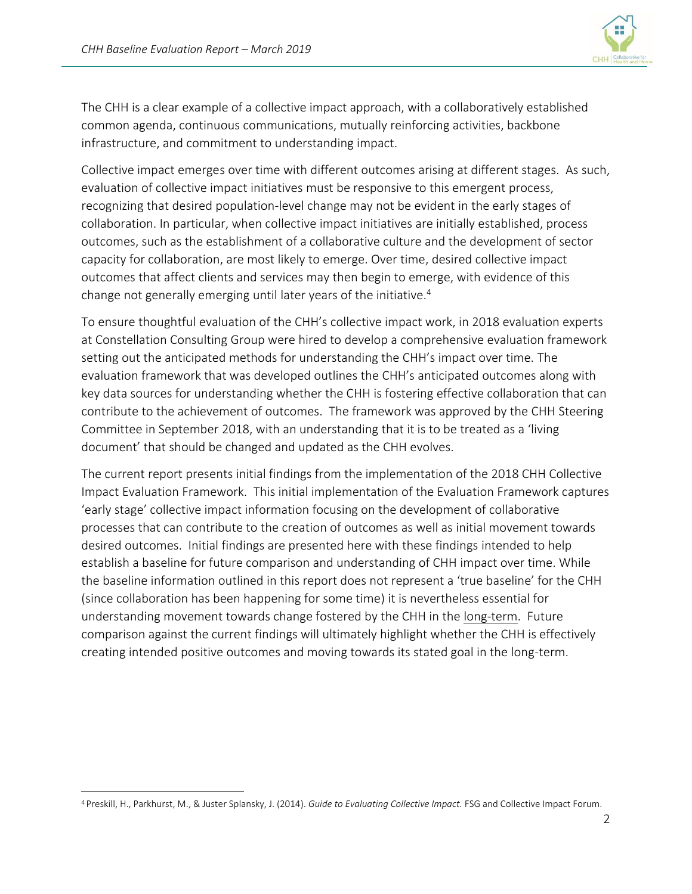The CHH is a clear example of a collective impact approach, with a collaboratively established common agenda, continuous communications, mutually reinforcing activities, backbone infrastructure, and commitment to understanding impact.

Collective impact emerges over time with different outcomes arising at different stages. As such, evaluation of collective impact initiatives must be responsive to this emergent process, recognizing that desired population-level change may not be evident in the early stages of collaboration. In particular, when collective impact initiatives are initially established, process outcomes, such as the establishment of a collaborative culture and the development of sector capacity for collaboration, are most likely to emerge. Over time, desired collective impact outcomes that affect clients and services may then begin to emerge, with evidence of this change not generally emerging until later years of the initiative.[4]

To ensure thoughtful evaluation of the CHH's collective impact work, in 2018 evaluation experts at Constellation Consulting Group were hired to develop a comprehensive evaluation framework setting out the anticipated methods for understanding the CHH's impact over time. The evaluation framework that was developed outlines the CHH's anticipated outcomes along with key data sources for understanding whether the CHH is fostering effective collaboration that can contribute to the achievement of outcomes. The framework was approved by the CHH Steering Committee in September 2018, with an understanding that it is to be treated as a 'living document' that should be changed and updated as the CHH evolves.

The current report presents initial findings from the implementation of the 2018 CHH Collective Impact Evaluation Framework. This initial implementation of the Evaluation Framework captures 'early stage' collective impact information focusing on the development of collaborative processes that can contribute to the creation of outcomes as well as initial movement towards desired outcomes. Initial findings are presented here with these findings intended to help establish a baseline for future comparison and understanding of CHH impact over time. While the baseline information outlined in this report does not represent a 'true baseline' for the CHH (since collaboration has been happening for some time) it is nevertheless essential for understanding movement towards change fostered by the CHH in the long-term. Future comparison against the current findings will ultimately highlight whether the CHH is effectively creating intended positive outcomes and moving towards its stated goal in the long-term.

[4] Preskill, H., Parkhurst, M., & Juster Splansky, J. (2014). *Guide to Evaluating Collective Impact.* FSG and Collective Impact Forum.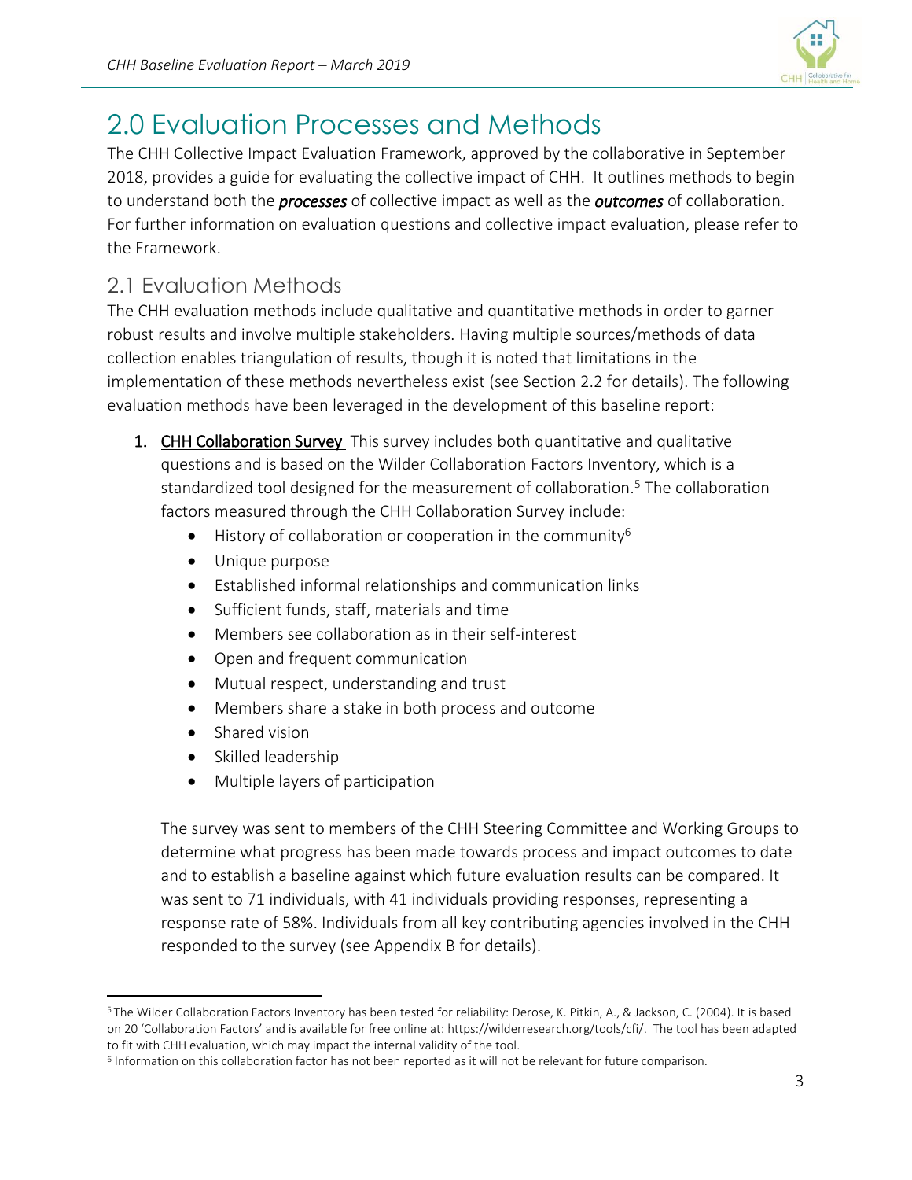# 2.0 Evaluation Processes and Methods

The CHH Collective Impact Evaluation Framework, approved by the collaborative in September 2018, provides a guide for evaluating the collective impact of CHH. It outlines methods to begin to understand both the ***processes*** of collective impact as well as the ***outcomes*** of collaboration. For further information on evaluation questions and collective impact evaluation, please refer to the Framework.

## 2.1 Evaluation Methods

The CHH evaluation methods include qualitative and quantitative methods in order to garner robust results and involve multiple stakeholders. Having multiple sources/methods of data collection enables triangulation of results, though it is noted that limitations in the implementation of these methods nevertheless exist (see Section 2.2 for details). The following evaluation methods have been leveraged in the development of this baseline report:

1. **CHH Collaboration Survey** This survey includes both quantitative and qualitative questions and is based on the Wilder Collaboration Factors Inventory, which is a standardized tool designed for the measurement of collaboration.[5] The collaboration factors measured through the CHH Collaboration Survey include:
   - History of collaboration or cooperation in the community[6]
   - Unique purpose
   - Established informal relationships and communication links
   - Sufficient funds, staff, materials and time
   - Members see collaboration as in their self-interest
   - Open and frequent communication
   - Mutual respect, understanding and trust
   - Members share a stake in both process and outcome
   - Shared vision
   - Skilled leadership
   - Multiple layers of participation

   The survey was sent to members of the CHH Steering Committee and Working Groups to determine what progress has been made towards process and impact outcomes to date and to establish a baseline against which future evaluation results can be compared. It was sent to 71 individuals, with 41 individuals providing responses, representing a response rate of 58%. Individuals from all key contributing agencies involved in the CHH responded to the survey (see Appendix B for details).

---

[5] The Wilder Collaboration Factors Inventory has been tested for reliability: Derose, K. Pitkin, A., & Jackson, C. (2004). It is based on 20 'Collaboration Factors' and is available for free online at: https://wilderresearch.org/tools/cfi/. The tool has been adapted to fit with CHH evaluation, which may impact the internal validity of the tool.

[6] Information on this collaboration factor has not been reported as it will not be relevant for future comparison.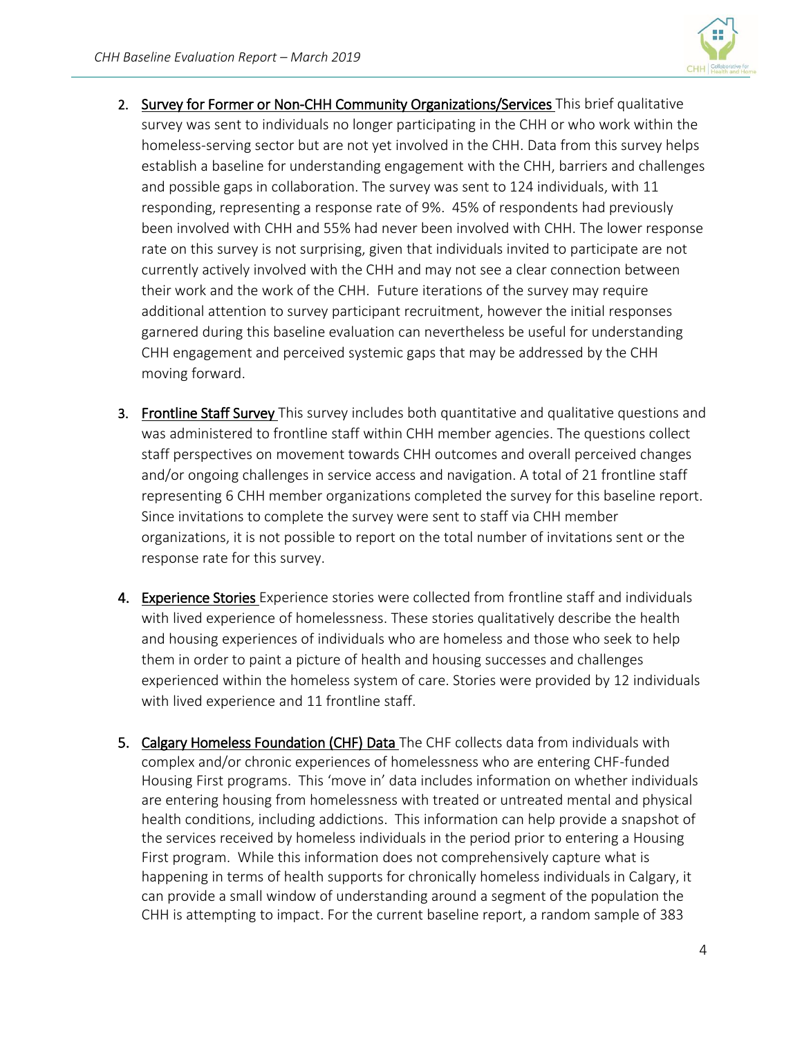2. <u>Survey for Former or Non-CHH Community Organizations/Services</u> This brief qualitative survey was sent to individuals no longer participating in the CHH or who work within the homeless-serving sector but are not yet involved in the CHH. Data from this survey helps establish a baseline for understanding engagement with the CHH, barriers and challenges and possible gaps in collaboration. The survey was sent to 124 individuals, with 11 responding, representing a response rate of 9%. 45% of respondents had previously been involved with CHH and 55% had never been involved with CHH. The lower response rate on this survey is not surprising, given that individuals invited to participate are not currently actively involved with the CHH and may not see a clear connection between their work and the work of the CHH. Future iterations of the survey may require additional attention to survey participant recruitment, however the initial responses garnered during this baseline evaluation can nevertheless be useful for understanding CHH engagement and perceived systemic gaps that may be addressed by the CHH moving forward.

3. <u>Frontline Staff Survey</u> This survey includes both quantitative and qualitative questions and was administered to frontline staff within CHH member agencies. The questions collect staff perspectives on movement towards CHH outcomes and overall perceived changes and/or ongoing challenges in service access and navigation. A total of 21 frontline staff representing 6 CHH member organizations completed the survey for this baseline report. Since invitations to complete the survey were sent to staff via CHH member organizations, it is not possible to report on the total number of invitations sent or the response rate for this survey.

4. <u>Experience Stories</u> Experience stories were collected from frontline staff and individuals with lived experience of homelessness. These stories qualitatively describe the health and housing experiences of individuals who are homeless and those who seek to help them in order to paint a picture of health and housing successes and challenges experienced within the homeless system of care. Stories were provided by 12 individuals with lived experience and 11 frontline staff.

5. <u>Calgary Homeless Foundation (CHF) Data</u> The CHF collects data from individuals with complex and/or chronic experiences of homelessness who are entering CHF-funded Housing First programs. This 'move in' data includes information on whether individuals are entering housing from homelessness with treated or untreated mental and physical health conditions, including addictions. This information can help provide a snapshot of the services received by homeless individuals in the period prior to entering a Housing First program. While this information does not comprehensively capture what is happening in terms of health supports for chronically homeless individuals in Calgary, it can provide a small window of understanding around a segment of the population the CHH is attempting to impact. For the current baseline report, a random sample of 383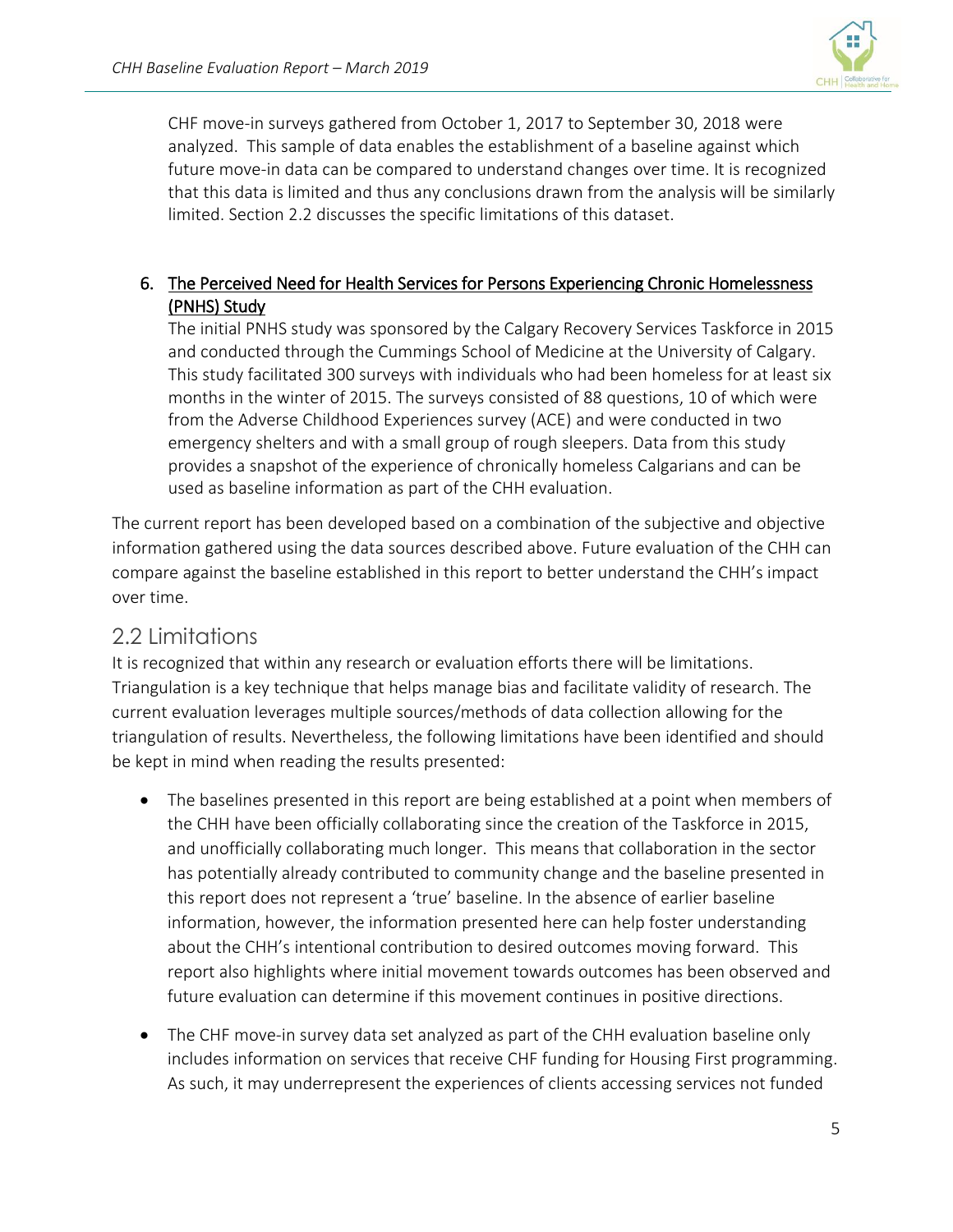CHF move-in surveys gathered from October 1, 2017 to September 30, 2018 were analyzed. This sample of data enables the establishment of a baseline against which future move-in data can be compared to understand changes over time. It is recognized that this data is limited and thus any conclusions drawn from the analysis will be similarly limited. Section 2.2 discusses the specific limitations of this dataset.

6. <u>The Perceived Need for Health Services for Persons Experiencing Chronic Homelessness (PNHS) Study</u>
   The initial PNHS study was sponsored by the Calgary Recovery Services Taskforce in 2015 and conducted through the Cummings School of Medicine at the University of Calgary. This study facilitated 300 surveys with individuals who had been homeless for at least six months in the winter of 2015. The surveys consisted of 88 questions, 10 of which were from the Adverse Childhood Experiences survey (ACE) and were conducted in two emergency shelters and with a small group of rough sleepers. Data from this study provides a snapshot of the experience of chronically homeless Calgarians and can be used as baseline information as part of the CHH evaluation.

The current report has been developed based on a combination of the subjective and objective information gathered using the data sources described above. Future evaluation of the CHH can compare against the baseline established in this report to better understand the CHH's impact over time.

## 2.2 Limitations

It is recognized that within any research or evaluation efforts there will be limitations. Triangulation is a key technique that helps manage bias and facilitate validity of research. The current evaluation leverages multiple sources/methods of data collection allowing for the triangulation of results. Nevertheless, the following limitations have been identified and should be kept in mind when reading the results presented:

- The baselines presented in this report are being established at a point when members of the CHH have been officially collaborating since the creation of the Taskforce in 2015, and unofficially collaborating much longer. This means that collaboration in the sector has potentially already contributed to community change and the baseline presented in this report does not represent a 'true' baseline. In the absence of earlier baseline information, however, the information presented here can help foster understanding about the CHH's intentional contribution to desired outcomes moving forward. This report also highlights where initial movement towards outcomes has been observed and future evaluation can determine if this movement continues in positive directions.

- The CHF move-in survey data set analyzed as part of the CHH evaluation baseline only includes information on services that receive CHF funding for Housing First programming. As such, it may underrepresent the experiences of clients accessing services not funded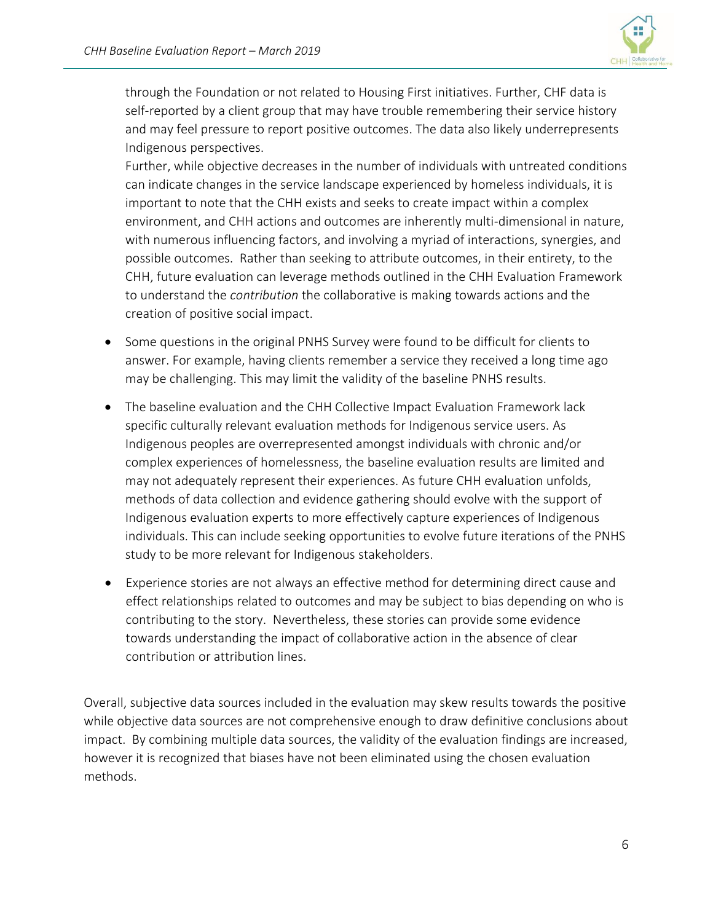through the Foundation or not related to Housing First initiatives. Further, CHF data is self-reported by a client group that may have trouble remembering their service history and may feel pressure to report positive outcomes. The data also likely underrepresents Indigenous perspectives.

Further, while objective decreases in the number of individuals with untreated conditions can indicate changes in the service landscape experienced by homeless individuals, it is important to note that the CHH exists and seeks to create impact within a complex environment, and CHH actions and outcomes are inherently multi-dimensional in nature, with numerous influencing factors, and involving a myriad of interactions, synergies, and possible outcomes. Rather than seeking to attribute outcomes, in their entirety, to the CHH, future evaluation can leverage methods outlined in the CHH Evaluation Framework to understand the *contribution* the collaborative is making towards actions and the creation of positive social impact.

- Some questions in the original PNHS Survey were found to be difficult for clients to answer. For example, having clients remember a service they received a long time ago may be challenging. This may limit the validity of the baseline PNHS results.
- The baseline evaluation and the CHH Collective Impact Evaluation Framework lack specific culturally relevant evaluation methods for Indigenous service users. As Indigenous peoples are overrepresented amongst individuals with chronic and/or complex experiences of homelessness, the baseline evaluation results are limited and may not adequately represent their experiences. As future CHH evaluation unfolds, methods of data collection and evidence gathering should evolve with the support of Indigenous evaluation experts to more effectively capture experiences of Indigenous individuals. This can include seeking opportunities to evolve future iterations of the PNHS study to be more relevant for Indigenous stakeholders.
- Experience stories are not always an effective method for determining direct cause and effect relationships related to outcomes and may be subject to bias depending on who is contributing to the story. Nevertheless, these stories can provide some evidence towards understanding the impact of collaborative action in the absence of clear contribution or attribution lines.

Overall, subjective data sources included in the evaluation may skew results towards the positive while objective data sources are not comprehensive enough to draw definitive conclusions about impact. By combining multiple data sources, the validity of the evaluation findings are increased, however it is recognized that biases have not been eliminated using the chosen evaluation methods.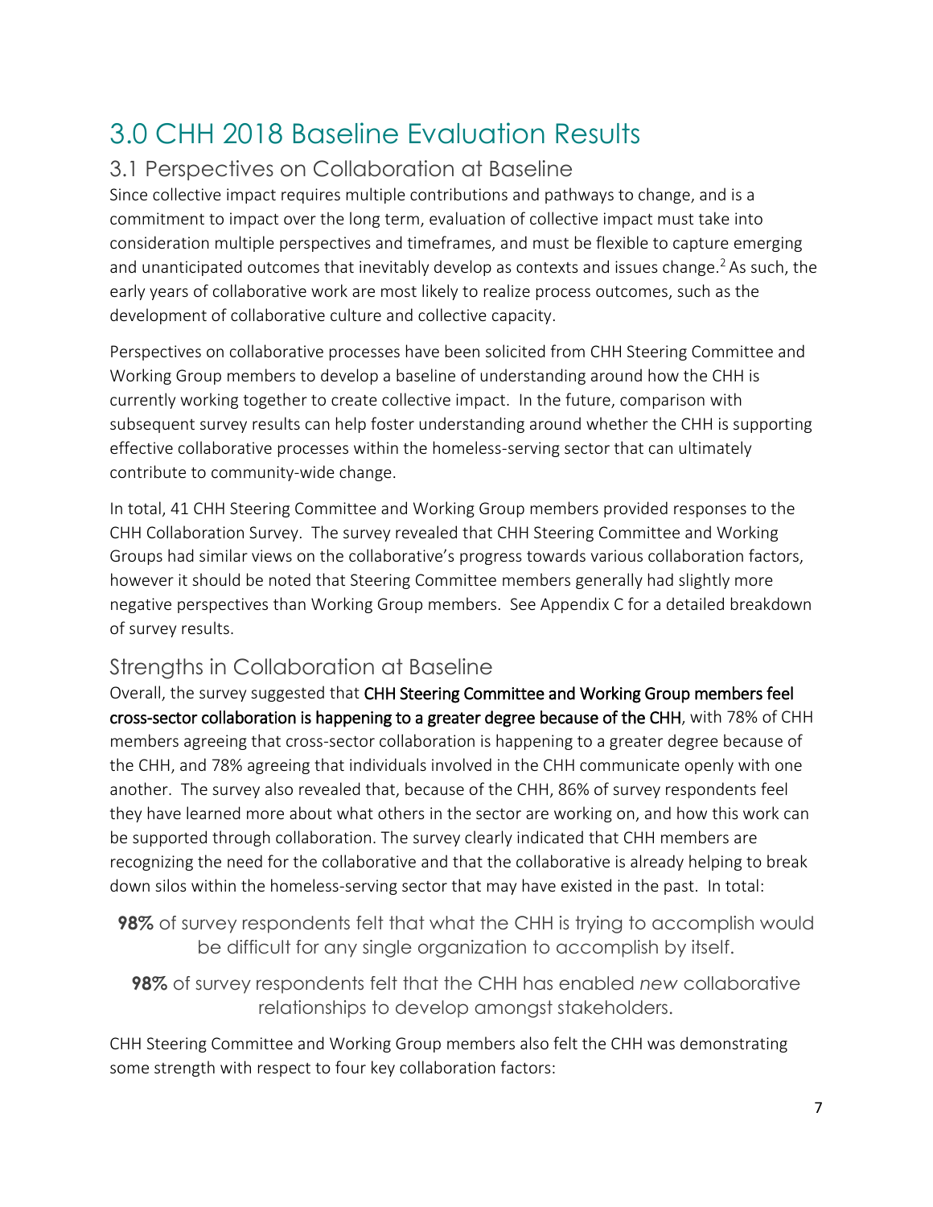# 3.0 CHH 2018 Baseline Evaluation Results

## 3.1 Perspectives on Collaboration at Baseline

Since collective impact requires multiple contributions and pathways to change, and is a commitment to impact over the long term, evaluation of collective impact must take into consideration multiple perspectives and timeframes, and must be flexible to capture emerging and unanticipated outcomes that inevitably develop as contexts and issues change.[2] As such, the early years of collaborative work are most likely to realize process outcomes, such as the development of collaborative culture and collective capacity.

Perspectives on collaborative processes have been solicited from CHH Steering Committee and Working Group members to develop a baseline of understanding around how the CHH is currently working together to create collective impact. In the future, comparison with subsequent survey results can help foster understanding around whether the CHH is supporting effective collaborative processes within the homeless-serving sector that can ultimately contribute to community-wide change.

In total, 41 CHH Steering Committee and Working Group members provided responses to the CHH Collaboration Survey. The survey revealed that CHH Steering Committee and Working Groups had similar views on the collaborative's progress towards various collaboration factors, however it should be noted that Steering Committee members generally had slightly more negative perspectives than Working Group members. See Appendix C for a detailed breakdown of survey results.

### Strengths in Collaboration at Baseline

Overall, the survey suggested that **CHH Steering Committee and Working Group members feel cross-sector collaboration is happening to a greater degree because of the CHH**, with 78% of CHH members agreeing that cross-sector collaboration is happening to a greater degree because of the CHH, and 78% agreeing that individuals involved in the CHH communicate openly with one another. The survey also revealed that, because of the CHH, 86% of survey respondents feel they have learned more about what others in the sector are working on, and how this work can be supported through collaboration. The survey clearly indicated that CHH members are recognizing the need for the collaborative and that the collaborative is already helping to break down silos within the homeless-serving sector that may have existed in the past. In total:

**98%** of survey respondents felt that what the CHH is trying to accomplish would be difficult for any single organization to accomplish by itself.

**98%** of survey respondents felt that the CHH has enabled *new* collaborative relationships to develop amongst stakeholders.

CHH Steering Committee and Working Group members also felt the CHH was demonstrating some strength with respect to four key collaboration factors: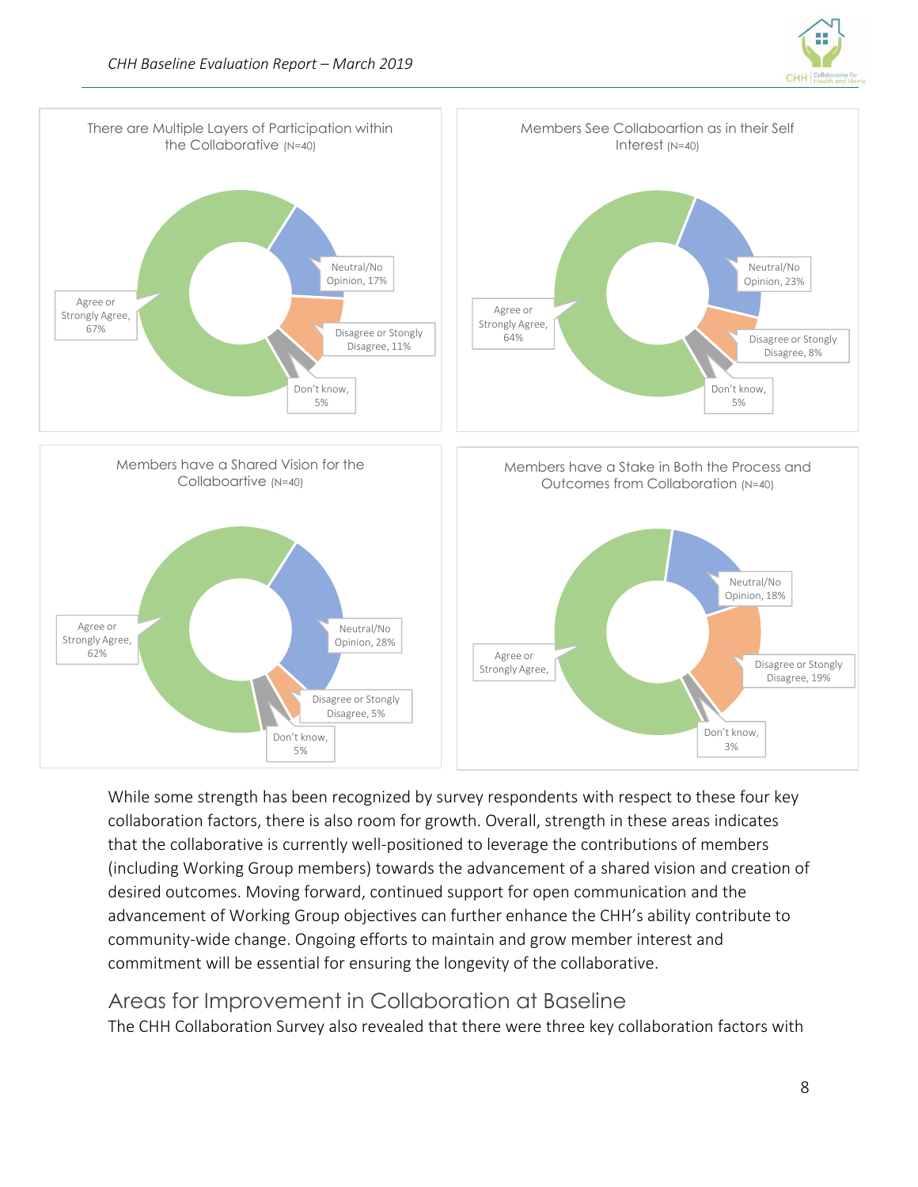There are Multiple Layers of Participation within the Collaborative (N=40)

- Agree or Strongly Agree, 67%
- Neutral/No Opinion, 17%
- Disagree or Stongly Disagree, 11%
- Don't know, 5%

Members See Collaboartion as in their Self Interest (N=40)

- Agree or Strongly Agree, 64%
- Neutral/No Opinion, 23%
- Disagree or Stongly Disagree, 8%
- Don't know, 5%

Members have a Shared Vision for the Collaboartive (N=40)

- Agree or Strongly Agree, 62%
- Neutral/No Opinion, 28%
- Disagree or Stongly Disagree, 5%
- Don't know, 5%

Members have a Stake in Both the Process and Outcomes from Collaboration (N=40)

- Agree or Strongly Agree,
- Neutral/No Opinion, 18%
- Disagree or Stongly Disagree, 19%
- Don't know, 3%

While some strength has been recognized by survey respondents with respect to these four key collaboration factors, there is also room for growth. Overall, strength in these areas indicates that the collaborative is currently well-positioned to leverage the contributions of members (including Working Group members) towards the advancement of a shared vision and creation of desired outcomes. Moving forward, continued support for open communication and the advancement of Working Group objectives can further enhance the CHH's ability contribute to community-wide change. Ongoing efforts to maintain and grow member interest and commitment will be essential for ensuring the longevity of the collaborative.

## Areas for Improvement in Collaboration at Baseline

The CHH Collaboration Survey also revealed that there were three key collaboration factors with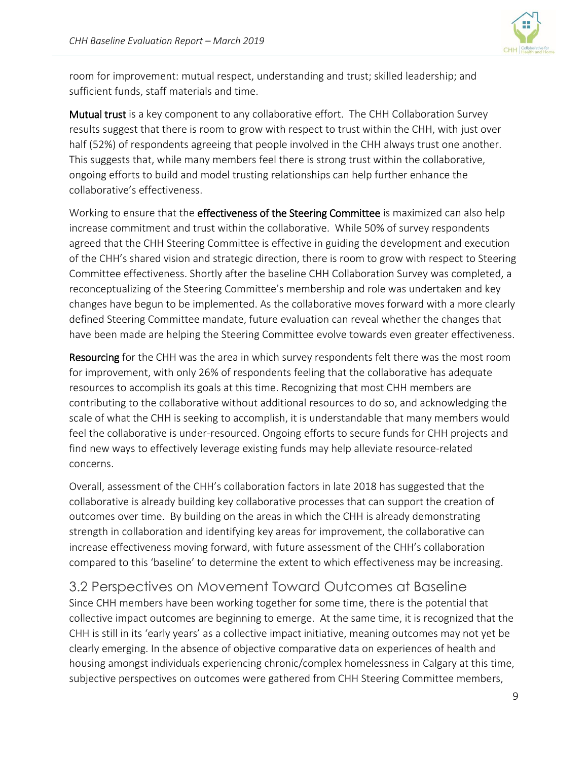room for improvement: mutual respect, understanding and trust; skilled leadership; and sufficient funds, staff materials and time.

**Mutual trust** is a key component to any collaborative effort. The CHH Collaboration Survey results suggest that there is room to grow with respect to trust within the CHH, with just over half (52%) of respondents agreeing that people involved in the CHH always trust one another. This suggests that, while many members feel there is strong trust within the collaborative, ongoing efforts to build and model trusting relationships can help further enhance the collaborative's effectiveness.

Working to ensure that the **effectiveness of the Steering Committee** is maximized can also help increase commitment and trust within the collaborative. While 50% of survey respondents agreed that the CHH Steering Committee is effective in guiding the development and execution of the CHH's shared vision and strategic direction, there is room to grow with respect to Steering Committee effectiveness. Shortly after the baseline CHH Collaboration Survey was completed, a reconceptualizing of the Steering Committee's membership and role was undertaken and key changes have begun to be implemented. As the collaborative moves forward with a more clearly defined Steering Committee mandate, future evaluation can reveal whether the changes that have been made are helping the Steering Committee evolve towards even greater effectiveness.

**Resourcing** for the CHH was the area in which survey respondents felt there was the most room for improvement, with only 26% of respondents feeling that the collaborative has adequate resources to accomplish its goals at this time. Recognizing that most CHH members are contributing to the collaborative without additional resources to do so, and acknowledging the scale of what the CHH is seeking to accomplish, it is understandable that many members would feel the collaborative is under-resourced. Ongoing efforts to secure funds for CHH projects and find new ways to effectively leverage existing funds may help alleviate resource-related concerns.

Overall, assessment of the CHH's collaboration factors in late 2018 has suggested that the collaborative is already building key collaborative processes that can support the creation of outcomes over time. By building on the areas in which the CHH is already demonstrating strength in collaboration and identifying key areas for improvement, the collaborative can increase effectiveness moving forward, with future assessment of the CHH's collaboration compared to this 'baseline' to determine the extent to which effectiveness may be increasing.

## 3.2 Perspectives on Movement Toward Outcomes at Baseline

Since CHH members have been working together for some time, there is the potential that collective impact outcomes are beginning to emerge. At the same time, it is recognized that the CHH is still in its 'early years' as a collective impact initiative, meaning outcomes may not yet be clearly emerging. In the absence of objective comparative data on experiences of health and housing amongst individuals experiencing chronic/complex homelessness in Calgary at this time, subjective perspectives on outcomes were gathered from CHH Steering Committee members,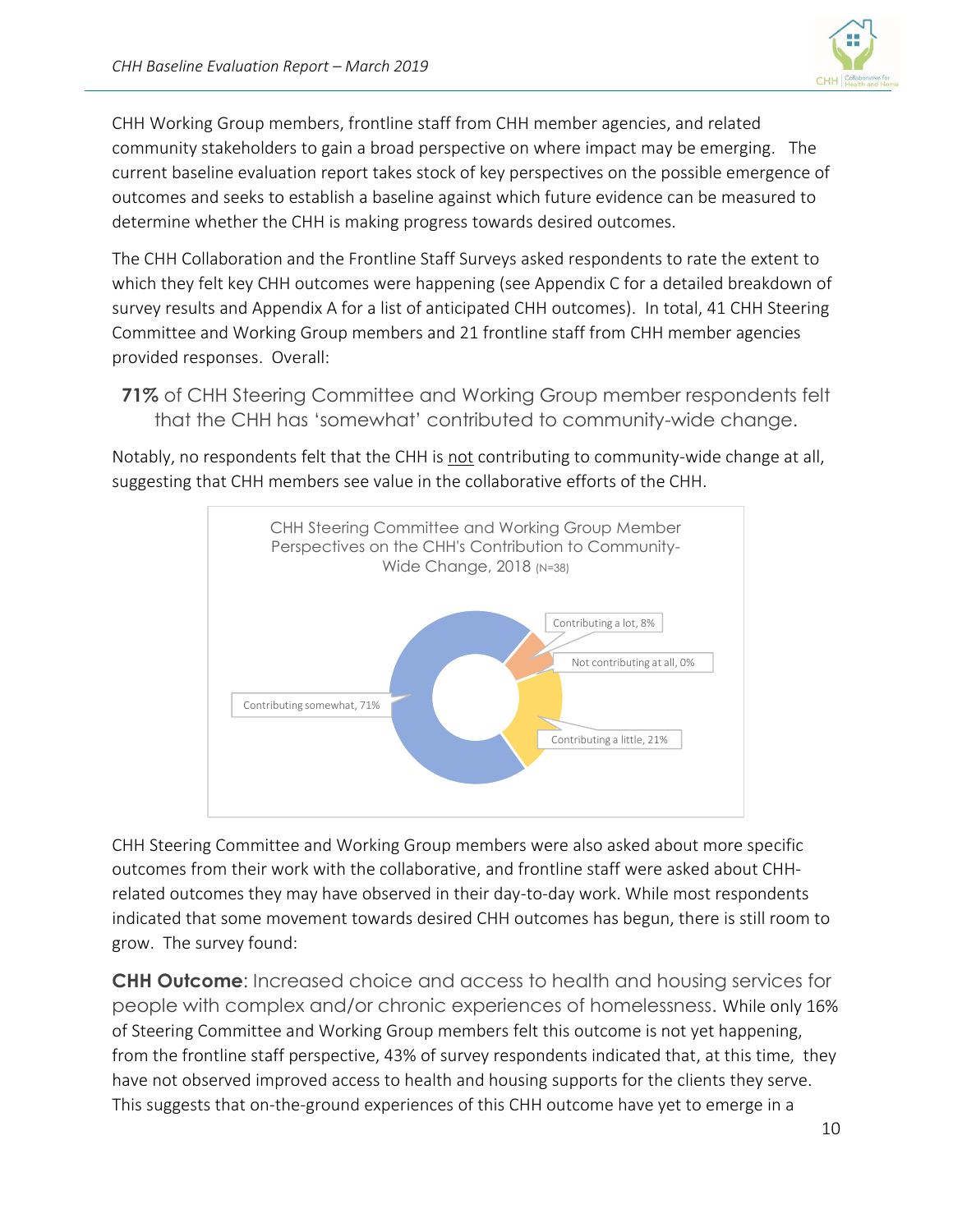CHH Working Group members, frontline staff from CHH member agencies, and related community stakeholders to gain a broad perspective on where impact may be emerging. The current baseline evaluation report takes stock of key perspectives on the possible emergence of outcomes and seeks to establish a baseline against which future evidence can be measured to determine whether the CHH is making progress towards desired outcomes.

The CHH Collaboration and the Frontline Staff Surveys asked respondents to rate the extent to which they felt key CHH outcomes were happening (see Appendix C for a detailed breakdown of survey results and Appendix A for a list of anticipated CHH outcomes). In total, 41 CHH Steering Committee and Working Group members and 21 frontline staff from CHH member agencies provided responses. Overall:

> **71%** of CHH Steering Committee and Working Group member respondents felt that the CHH has 'somewhat' contributed to community-wide change.

Notably, no respondents felt that the CHH is not contributing to community-wide change at all, suggesting that CHH members see value in the collaborative efforts of the CHH.

CHH Steering Committee and Working Group Member Perspectives on the CHH's Contribution to Community-Wide Change, 2018 (N=38)

| Response | Percentage |
|---|---|
| Contributing a lot | 8% |
| Not contributing at all | 0% |
| Contributing a little | 21% |
| Contributing somewhat | 71% |

CHH Steering Committee and Working Group members were also asked about more specific outcomes from their work with the collaborative, and frontline staff were asked about CHH-related outcomes they may have observed in their day-to-day work. While most respondents indicated that some movement towards desired CHH outcomes has begun, there is still room to grow. The survey found:

**CHH Outcome**: Increased choice and access to health and housing services for people with complex and/or chronic experiences of homelessness. While only 16% of Steering Committee and Working Group members felt this outcome is not yet happening, from the frontline staff perspective, 43% of survey respondents indicated that, at this time, they have not observed improved access to health and housing supports for the clients they serve. This suggests that on-the-ground experiences of this CHH outcome have yet to emerge in a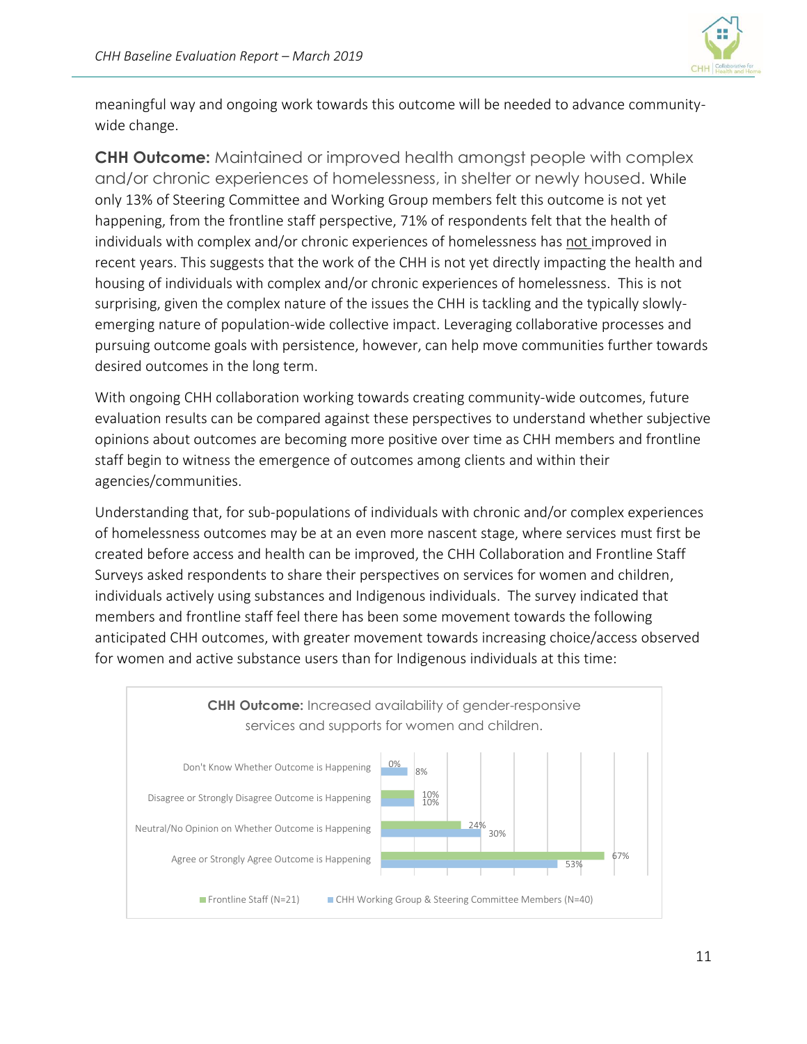meaningful way and ongoing work towards this outcome will be needed to advance community-wide change.

**CHH Outcome:** Maintained or improved health amongst people with complex and/or chronic experiences of homelessness, in shelter or newly housed. While only 13% of Steering Committee and Working Group members felt this outcome is not yet happening, from the frontline staff perspective, 71% of respondents felt that the health of individuals with complex and/or chronic experiences of homelessness has not improved in recent years. This suggests that the work of the CHH is not yet directly impacting the health and housing of individuals with complex and/or chronic experiences of homelessness. This is not surprising, given the complex nature of the issues the CHH is tackling and the typically slowly-emerging nature of population-wide collective impact. Leveraging collaborative processes and pursuing outcome goals with persistence, however, can help move communities further towards desired outcomes in the long term.

With ongoing CHH collaboration working towards creating community-wide outcomes, future evaluation results can be compared against these perspectives to understand whether subjective opinions about outcomes are becoming more positive over time as CHH members and frontline staff begin to witness the emergence of outcomes among clients and within their agencies/communities.

Understanding that, for sub-populations of individuals with chronic and/or complex experiences of homelessness outcomes may be at an even more nascent stage, where services must first be created before access and health can be improved, the CHH Collaboration and Frontline Staff Surveys asked respondents to share their perspectives on services for women and children, individuals actively using substances and Indigenous individuals. The survey indicated that members and frontline staff feel there has been some movement towards the following anticipated CHH outcomes, with greater movement towards increasing choice/access observed for women and active substance users than for Indigenous individuals at this time:

**CHH Outcome:** Increased availability of gender-responsive services and supports for women and children.

| | Frontline Staff (N=21) | CHH Working Group & Steering Committee Members (N=40) |
|---|---|---|
| Don't Know Whether Outcome is Happening | 0% | 8% |
| Disagree or Strongly Disagree Outcome is Happening | 10% | 10% |
| Neutral/No Opinion on Whether Outcome is Happening | 24% | 30% |
| Agree or Strongly Agree Outcome is Happening | 67% | 53% |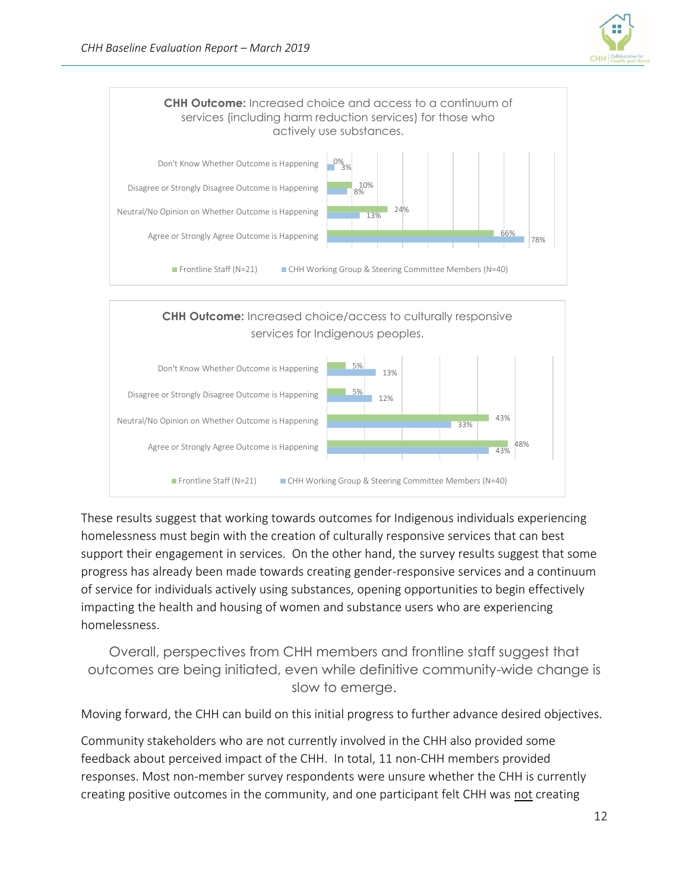**CHH Outcome:** Increased choice and access to a continuum of services (including harm reduction services) for those who actively use substances.

| | Frontline Staff (N=21) | CHH Working Group & Steering Committee Members (N=40) |
|---|---|---|
| Don't Know Whether Outcome is Happening | 0% | 3% |
| Disagree or Strongly Disagree Outcome is Happening | 10% | 8% |
| Neutral/No Opinion on Whether Outcome is Happening | 24% | 13% |
| Agree or Strongly Agree Outcome is Happening | 66% | 78% |

**CHH Outcome:** Increased choice/access to culturally responsive services for Indigenous peoples.

| | Frontline Staff (N=21) | CHH Working Group & Steering Committee Members (N=40) |
|---|---|---|
| Don't Know Whether Outcome is Happening | 5% | 13% |
| Disagree or Strongly Disagree Outcome is Happening | 5% | 12% |
| Neutral/No Opinion on Whether Outcome is Happening | 43% | 33% |
| Agree or Strongly Agree Outcome is Happening | 48% | 43% |

These results suggest that working towards outcomes for Indigenous individuals experiencing homelessness must begin with the creation of culturally responsive services that can best support their engagement in services. On the other hand, the survey results suggest that some progress has already been made towards creating gender-responsive services and a continuum of service for individuals actively using substances, opening opportunities to begin effectively impacting the health and housing of women and substance users who are experiencing homelessness.

> Overall, perspectives from CHH members and frontline staff suggest that outcomes are being initiated, even while definitive community-wide change is slow to emerge.

Moving forward, the CHH can build on this initial progress to further advance desired objectives.

Community stakeholders who are not currently involved in the CHH also provided some feedback about perceived impact of the CHH. In total, 11 non-CHH members provided responses. Most non-member survey respondents were unsure whether the CHH is currently creating positive outcomes in the community, and one participant felt CHH was not creating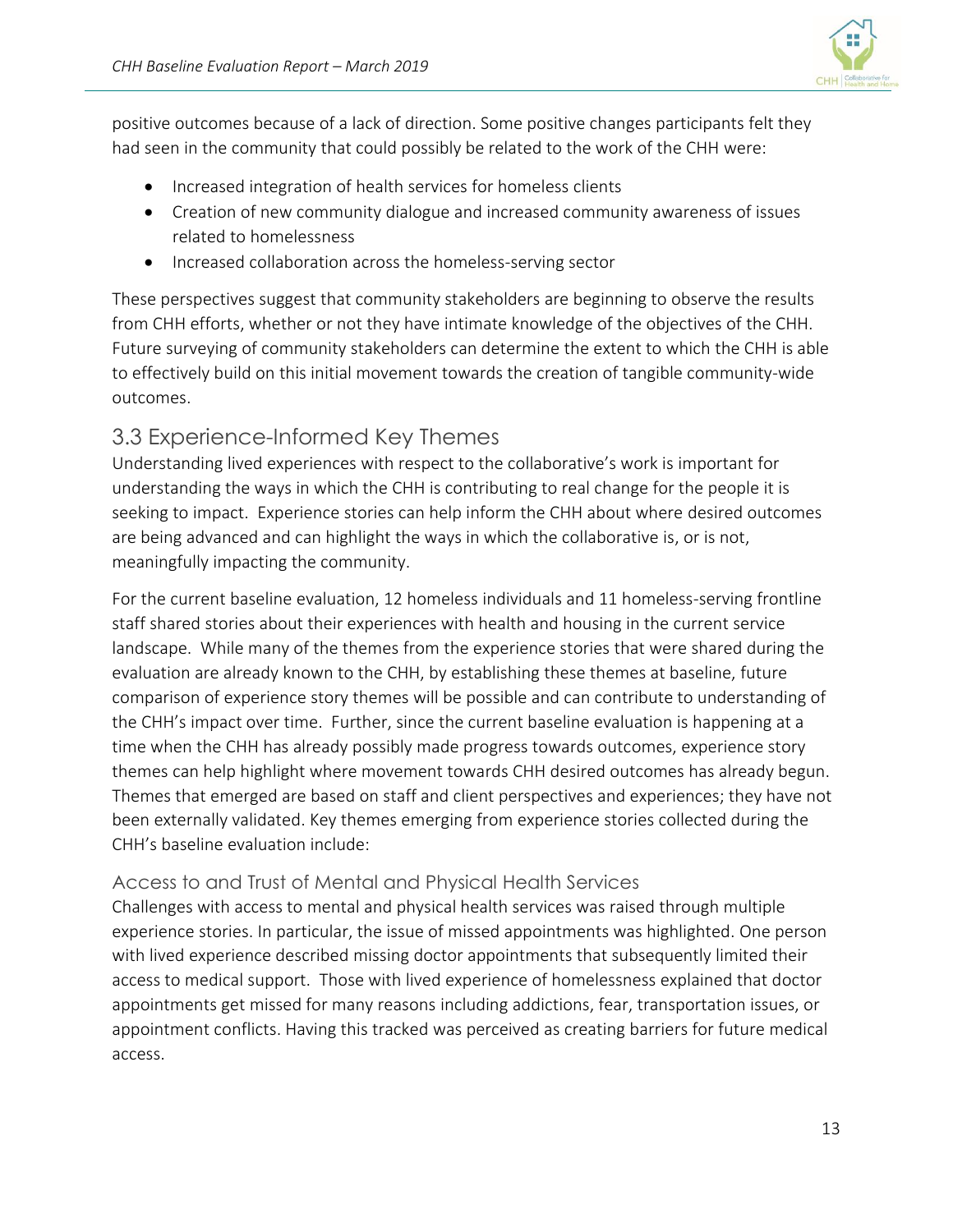positive outcomes because of a lack of direction. Some positive changes participants felt they had seen in the community that could possibly be related to the work of the CHH were:

- Increased integration of health services for homeless clients
- Creation of new community dialogue and increased community awareness of issues related to homelessness
- Increased collaboration across the homeless-serving sector

These perspectives suggest that community stakeholders are beginning to observe the results from CHH efforts, whether or not they have intimate knowledge of the objectives of the CHH. Future surveying of community stakeholders can determine the extent to which the CHH is able to effectively build on this initial movement towards the creation of tangible community-wide outcomes.

## 3.3 Experience-Informed Key Themes

Understanding lived experiences with respect to the collaborative's work is important for understanding the ways in which the CHH is contributing to real change for the people it is seeking to impact. Experience stories can help inform the CHH about where desired outcomes are being advanced and can highlight the ways in which the collaborative is, or is not, meaningfully impacting the community.

For the current baseline evaluation, 12 homeless individuals and 11 homeless-serving frontline staff shared stories about their experiences with health and housing in the current service landscape. While many of the themes from the experience stories that were shared during the evaluation are already known to the CHH, by establishing these themes at baseline, future comparison of experience story themes will be possible and can contribute to understanding of the CHH's impact over time. Further, since the current baseline evaluation is happening at a time when the CHH has already possibly made progress towards outcomes, experience story themes can help highlight where movement towards CHH desired outcomes has already begun. Themes that emerged are based on staff and client perspectives and experiences; they have not been externally validated. Key themes emerging from experience stories collected during the CHH's baseline evaluation include:

### Access to and Trust of Mental and Physical Health Services

Challenges with access to mental and physical health services was raised through multiple experience stories. In particular, the issue of missed appointments was highlighted. One person with lived experience described missing doctor appointments that subsequently limited their access to medical support. Those with lived experience of homelessness explained that doctor appointments get missed for many reasons including addictions, fear, transportation issues, or appointment conflicts. Having this tracked was perceived as creating barriers for future medical access.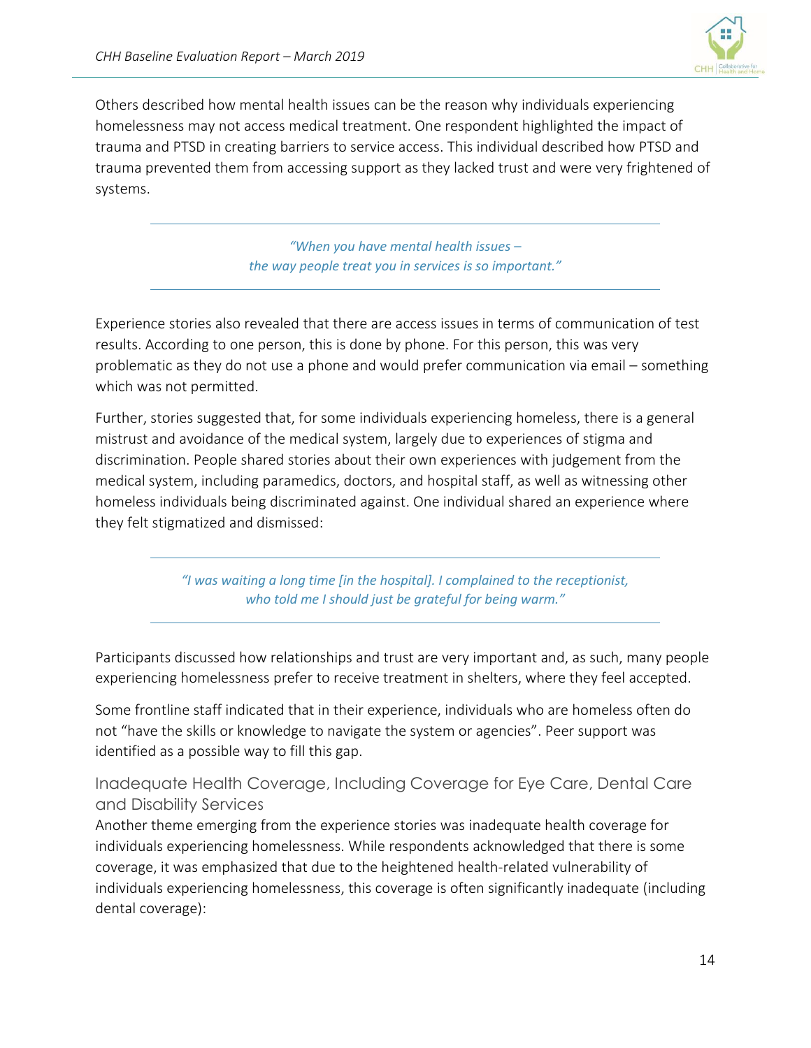Others described how mental health issues can be the reason why individuals experiencing homelessness may not access medical treatment. One respondent highlighted the impact of trauma and PTSD in creating barriers to service access. This individual described how PTSD and trauma prevented them from accessing support as they lacked trust and were very frightened of systems.

> *"When you have mental health issues – the way people treat you in services is so important."*

Experience stories also revealed that there are access issues in terms of communication of test results. According to one person, this is done by phone. For this person, this was very problematic as they do not use a phone and would prefer communication via email – something which was not permitted.

Further, stories suggested that, for some individuals experiencing homeless, there is a general mistrust and avoidance of the medical system, largely due to experiences of stigma and discrimination. People shared stories about their own experiences with judgement from the medical system, including paramedics, doctors, and hospital staff, as well as witnessing other homeless individuals being discriminated against. One individual shared an experience where they felt stigmatized and dismissed:

> *"I was waiting a long time [in the hospital]. I complained to the receptionist, who told me I should just be grateful for being warm."*

Participants discussed how relationships and trust are very important and, as such, many people experiencing homelessness prefer to receive treatment in shelters, where they feel accepted.

Some frontline staff indicated that in their experience, individuals who are homeless often do not "have the skills or knowledge to navigate the system or agencies". Peer support was identified as a possible way to fill this gap.

### Inadequate Health Coverage, Including Coverage for Eye Care, Dental Care and Disability Services

Another theme emerging from the experience stories was inadequate health coverage for individuals experiencing homelessness. While respondents acknowledged that there is some coverage, it was emphasized that due to the heightened health-related vulnerability of individuals experiencing homelessness, this coverage is often significantly inadequate (including dental coverage):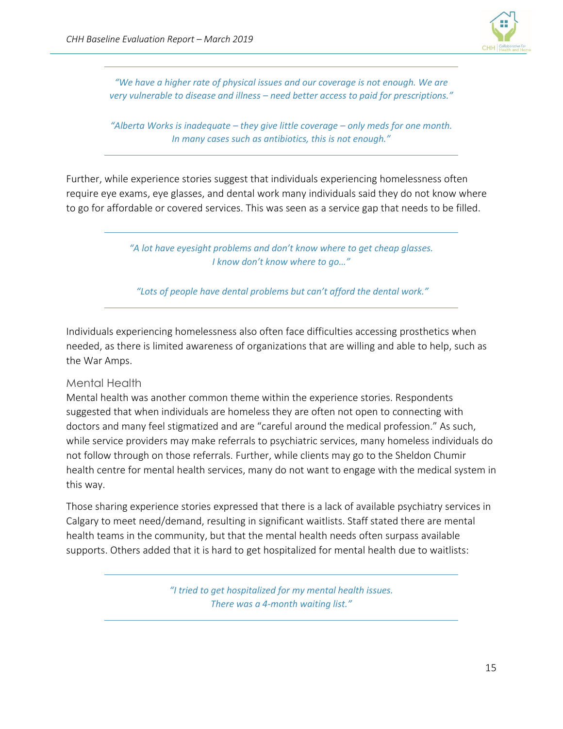> *"We have a higher rate of physical issues and our coverage is not enough. We are very vulnerable to disease and illness – need better access to paid for prescriptions."*
>
> *"Alberta Works is inadequate – they give little coverage – only meds for one month. In many cases such as antibiotics, this is not enough."*

Further, while experience stories suggest that individuals experiencing homelessness often require eye exams, eye glasses, and dental work many individuals said they do not know where to go for affordable or covered services. This was seen as a service gap that needs to be filled.

> *"A lot have eyesight problems and don't know where to get cheap glasses. I know don't know where to go…"*
>
> *"Lots of people have dental problems but can't afford the dental work."*

Individuals experiencing homelessness also often face difficulties accessing prosthetics when needed, as there is limited awareness of organizations that are willing and able to help, such as the War Amps.

### Mental Health

Mental health was another common theme within the experience stories. Respondents suggested that when individuals are homeless they are often not open to connecting with doctors and many feel stigmatized and are "careful around the medical profession." As such, while service providers may make referrals to psychiatric services, many homeless individuals do not follow through on those referrals. Further, while clients may go to the Sheldon Chumir health centre for mental health services, many do not want to engage with the medical system in this way.

Those sharing experience stories expressed that there is a lack of available psychiatry services in Calgary to meet need/demand, resulting in significant waitlists. Staff stated there are mental health teams in the community, but that the mental health needs often surpass available supports. Others added that it is hard to get hospitalized for mental health due to waitlists:

> *"I tried to get hospitalized for my mental health issues. There was a 4-month waiting list."*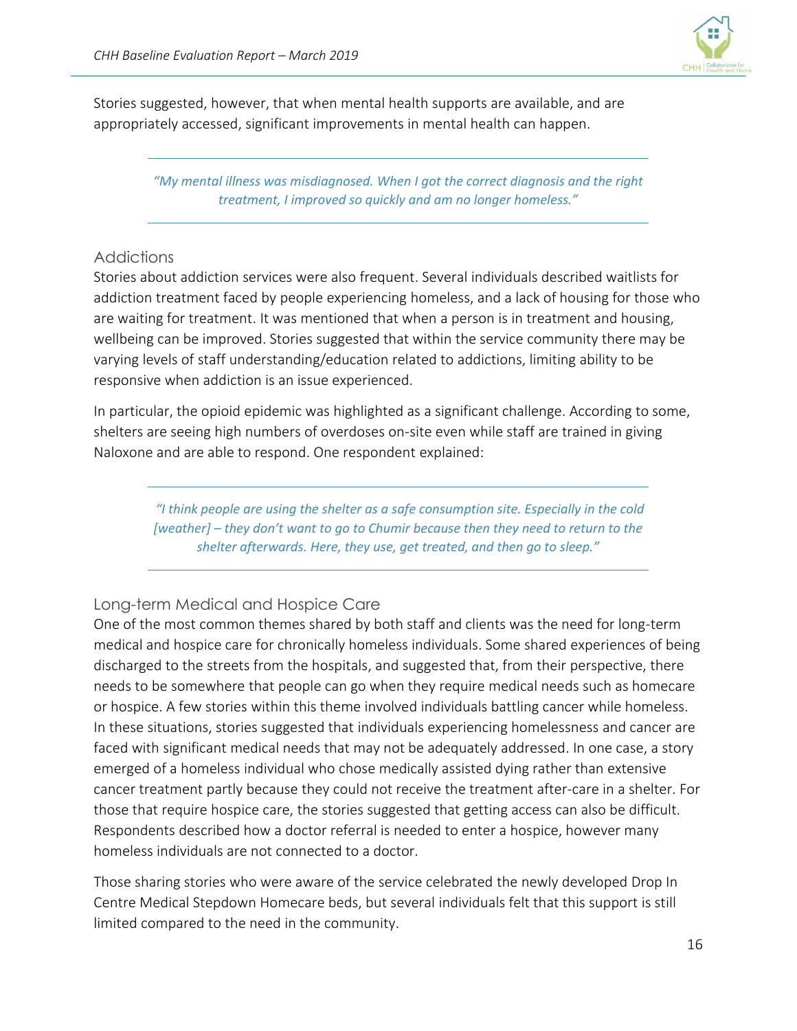Stories suggested, however, that when mental health supports are available, and are appropriately accessed, significant improvements in mental health can happen.

> *"My mental illness was misdiagnosed. When I got the correct diagnosis and the right treatment, I improved so quickly and am no longer homeless."*

## Addictions

Stories about addiction services were also frequent. Several individuals described waitlists for addiction treatment faced by people experiencing homeless, and a lack of housing for those who are waiting for treatment. It was mentioned that when a person is in treatment and housing, wellbeing can be improved. Stories suggested that within the service community there may be varying levels of staff understanding/education related to addictions, limiting ability to be responsive when addiction is an issue experienced.

In particular, the opioid epidemic was highlighted as a significant challenge. According to some, shelters are seeing high numbers of overdoses on-site even while staff are trained in giving Naloxone and are able to respond. One respondent explained:

> *"I think people are using the shelter as a safe consumption site. Especially in the cold [weather] – they don't want to go to Chumir because then they need to return to the shelter afterwards. Here, they use, get treated, and then go to sleep."*

## Long-term Medical and Hospice Care

One of the most common themes shared by both staff and clients was the need for long-term medical and hospice care for chronically homeless individuals. Some shared experiences of being discharged to the streets from the hospitals, and suggested that, from their perspective, there needs to be somewhere that people can go when they require medical needs such as homecare or hospice. A few stories within this theme involved individuals battling cancer while homeless. In these situations, stories suggested that individuals experiencing homelessness and cancer are faced with significant medical needs that may not be adequately addressed. In one case, a story emerged of a homeless individual who chose medically assisted dying rather than extensive cancer treatment partly because they could not receive the treatment after-care in a shelter. For those that require hospice care, the stories suggested that getting access can also be difficult. Respondents described how a doctor referral is needed to enter a hospice, however many homeless individuals are not connected to a doctor.

Those sharing stories who were aware of the service celebrated the newly developed Drop In Centre Medical Stepdown Homecare beds, but several individuals felt that this support is still limited compared to the need in the community.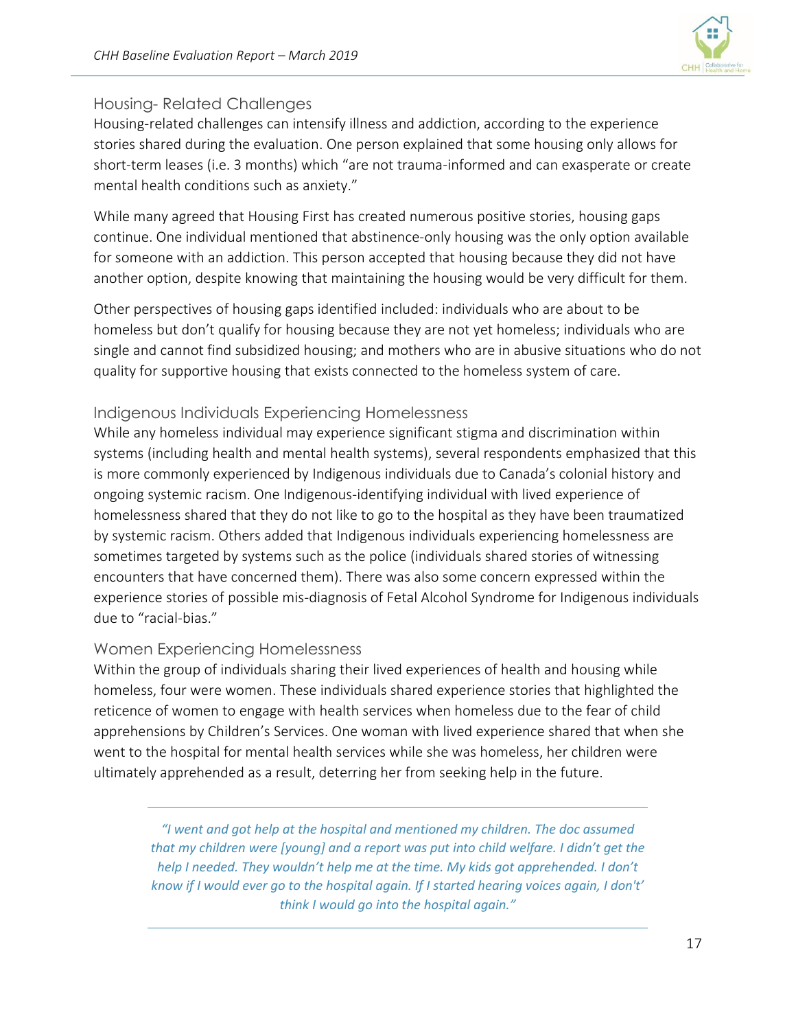## Housing- Related Challenges

Housing-related challenges can intensify illness and addiction, according to the experience stories shared during the evaluation. One person explained that some housing only allows for short-term leases (i.e. 3 months) which "are not trauma-informed and can exasperate or create mental health conditions such as anxiety."

While many agreed that Housing First has created numerous positive stories, housing gaps continue. One individual mentioned that abstinence-only housing was the only option available for someone with an addiction. This person accepted that housing because they did not have another option, despite knowing that maintaining the housing would be very difficult for them.

Other perspectives of housing gaps identified included: individuals who are about to be homeless but don't qualify for housing because they are not yet homeless; individuals who are single and cannot find subsidized housing; and mothers who are in abusive situations who do not quality for supportive housing that exists connected to the homeless system of care.

## Indigenous Individuals Experiencing Homelessness

While any homeless individual may experience significant stigma and discrimination within systems (including health and mental health systems), several respondents emphasized that this is more commonly experienced by Indigenous individuals due to Canada's colonial history and ongoing systemic racism. One Indigenous-identifying individual with lived experience of homelessness shared that they do not like to go to the hospital as they have been traumatized by systemic racism. Others added that Indigenous individuals experiencing homelessness are sometimes targeted by systems such as the police (individuals shared stories of witnessing encounters that have concerned them). There was also some concern expressed within the experience stories of possible mis-diagnosis of Fetal Alcohol Syndrome for Indigenous individuals due to "racial-bias."

## Women Experiencing Homelessness

Within the group of individuals sharing their lived experiences of health and housing while homeless, four were women. These individuals shared experience stories that highlighted the reticence of women to engage with health services when homeless due to the fear of child apprehensions by Children's Services. One woman with lived experience shared that when she went to the hospital for mental health services while she was homeless, her children were ultimately apprehended as a result, deterring her from seeking help in the future.

---

*"I went and got help at the hospital and mentioned my children. The doc assumed that my children were [young] and a report was put into child welfare. I didn't get the help I needed. They wouldn't help me at the time. My kids got apprehended. I don't know if I would ever go to the hospital again. If I started hearing voices again, I don't' think I would go into the hospital again."*

---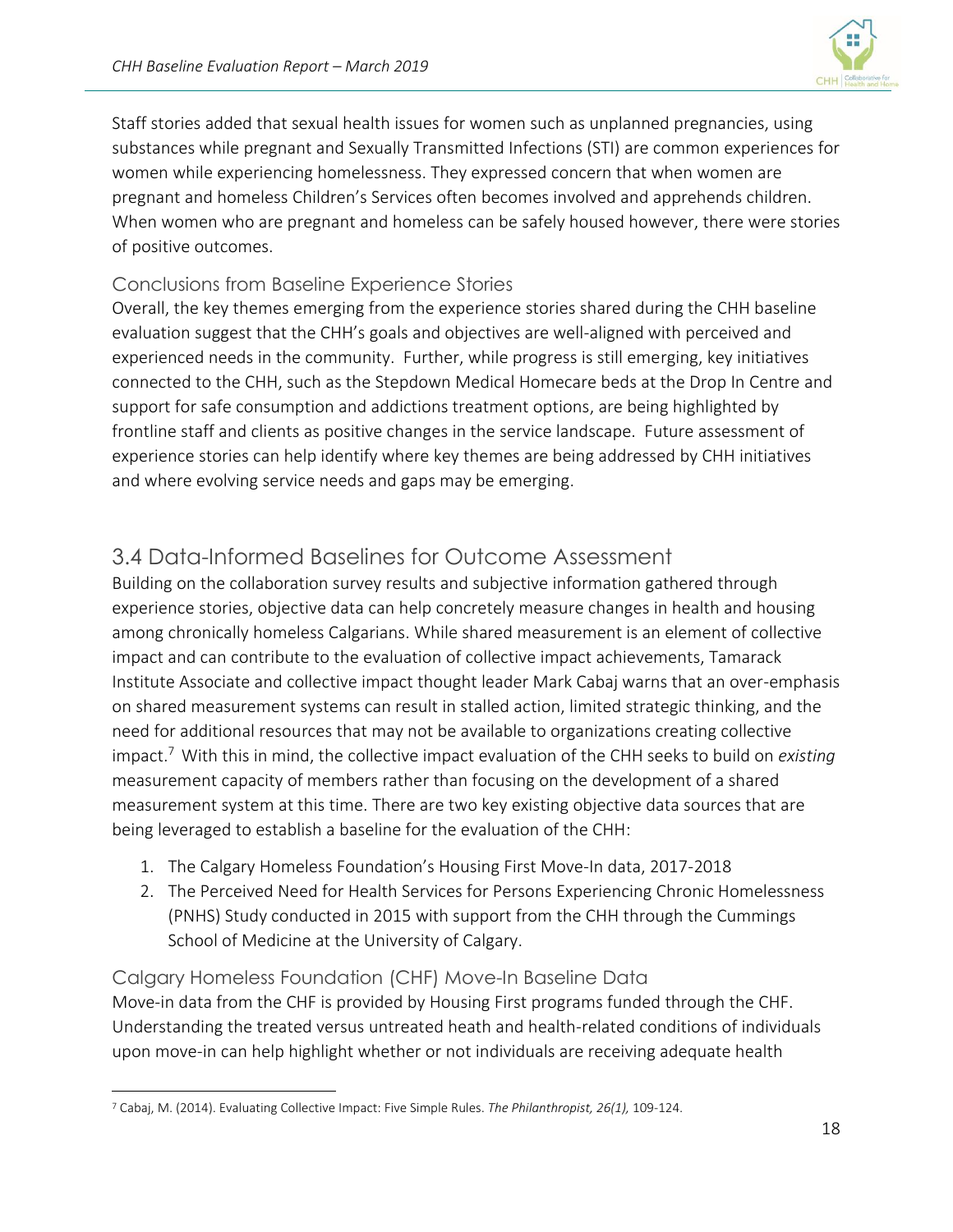Staff stories added that sexual health issues for women such as unplanned pregnancies, using substances while pregnant and Sexually Transmitted Infections (STI) are common experiences for women while experiencing homelessness. They expressed concern that when women are pregnant and homeless Children's Services often becomes involved and apprehends children. When women who are pregnant and homeless can be safely housed however, there were stories of positive outcomes.

### Conclusions from Baseline Experience Stories

Overall, the key themes emerging from the experience stories shared during the CHH baseline evaluation suggest that the CHH's goals and objectives are well-aligned with perceived and experienced needs in the community. Further, while progress is still emerging, key initiatives connected to the CHH, such as the Stepdown Medical Homecare beds at the Drop In Centre and support for safe consumption and addictions treatment options, are being highlighted by frontline staff and clients as positive changes in the service landscape. Future assessment of experience stories can help identify where key themes are being addressed by CHH initiatives and where evolving service needs and gaps may be emerging.

## 3.4 Data-Informed Baselines for Outcome Assessment

Building on the collaboration survey results and subjective information gathered through experience stories, objective data can help concretely measure changes in health and housing among chronically homeless Calgarians. While shared measurement is an element of collective impact and can contribute to the evaluation of collective impact achievements, Tamarack Institute Associate and collective impact thought leader Mark Cabaj warns that an over-emphasis on shared measurement systems can result in stalled action, limited strategic thinking, and the need for additional resources that may not be available to organizations creating collective impact.[7] With this in mind, the collective impact evaluation of the CHH seeks to build on *existing* measurement capacity of members rather than focusing on the development of a shared measurement system at this time. There are two key existing objective data sources that are being leveraged to establish a baseline for the evaluation of the CHH:

1. The Calgary Homeless Foundation's Housing First Move-In data, 2017-2018
2. The Perceived Need for Health Services for Persons Experiencing Chronic Homelessness (PNHS) Study conducted in 2015 with support from the CHH through the Cummings School of Medicine at the University of Calgary.

### Calgary Homeless Foundation (CHF) Move-In Baseline Data

Move-in data from the CHF is provided by Housing First programs funded through the CHF. Understanding the treated versus untreated heath and health-related conditions of individuals upon move-in can help highlight whether or not individuals are receiving adequate health

[7] Cabaj, M. (2014). Evaluating Collective Impact: Five Simple Rules. *The Philanthropist, 26(1),* 109-124.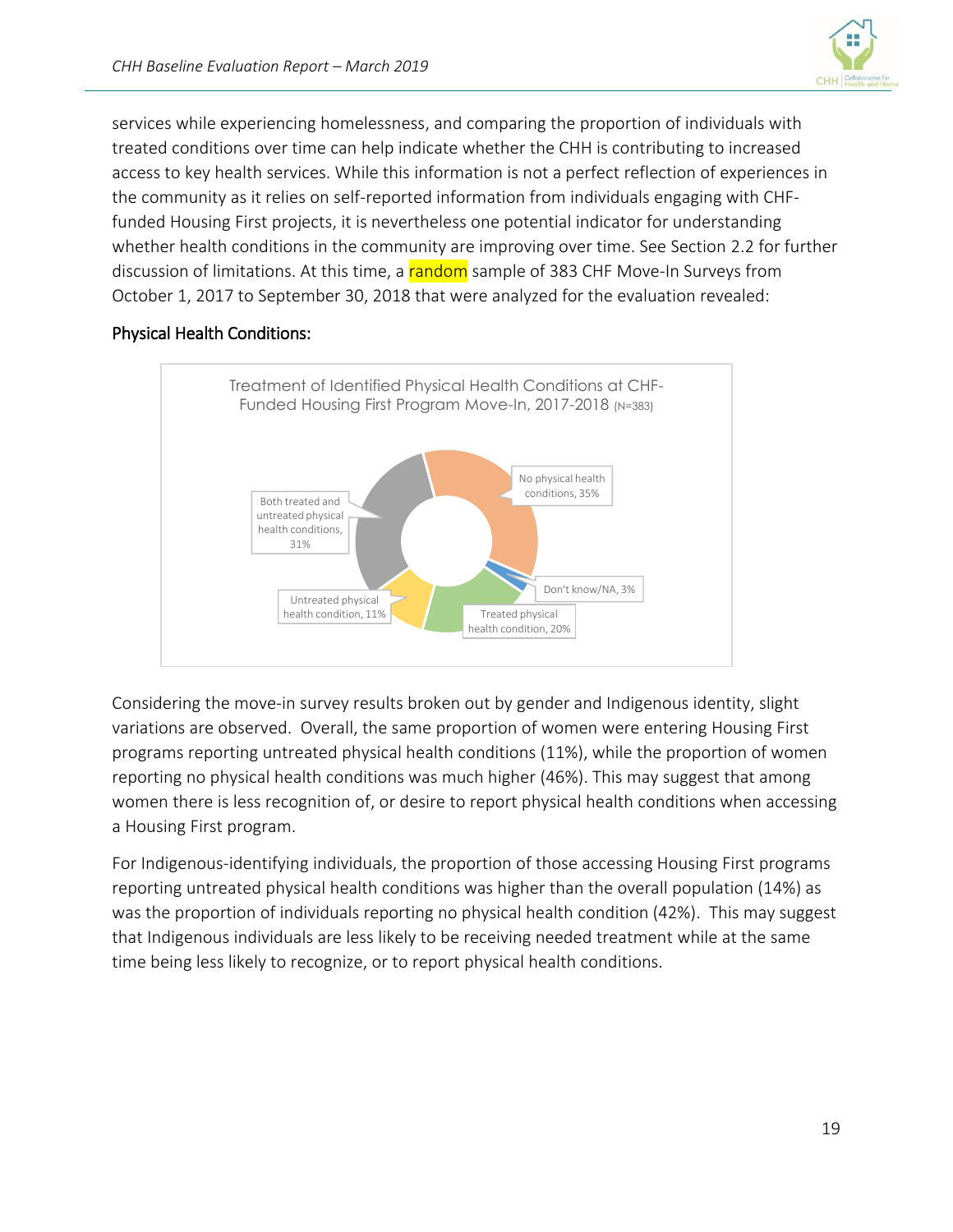services while experiencing homelessness, and comparing the proportion of individuals with treated conditions over time can help indicate whether the CHH is contributing to increased access to key health services. While this information is not a perfect reflection of experiences in the community as it relies on self-reported information from individuals engaging with CHF-funded Housing First projects, it is nevertheless one potential indicator for understanding whether health conditions in the community are improving over time. See Section 2.2 for further discussion of limitations. At this time, a random sample of 383 CHF Move-In Surveys from October 1, 2017 to September 30, 2018 that were analyzed for the evaluation revealed:

### Physical Health Conditions:

Treatment of Identified Physical Health Conditions at CHF-Funded Housing First Program Move-In, 2017-2018 (N=383)

| Category | Percentage |
| --- | --- |
| No physical health conditions | 35% |
| Don't know/NA | 3% |
| Treated physical health condition | 20% |
| Untreated physical health condition | 11% |
| Both treated and untreated physical health conditions | 31% |

Considering the move-in survey results broken out by gender and Indigenous identity, slight variations are observed. Overall, the same proportion of women were entering Housing First programs reporting untreated physical health conditions (11%), while the proportion of women reporting no physical health conditions was much higher (46%). This may suggest that among women there is less recognition of, or desire to report physical health conditions when accessing a Housing First program.

For Indigenous-identifying individuals, the proportion of those accessing Housing First programs reporting untreated physical health conditions was higher than the overall population (14%) as was the proportion of individuals reporting no physical health condition (42%). This may suggest that Indigenous individuals are less likely to be receiving needed treatment while at the same time being less likely to recognize, or to report physical health conditions.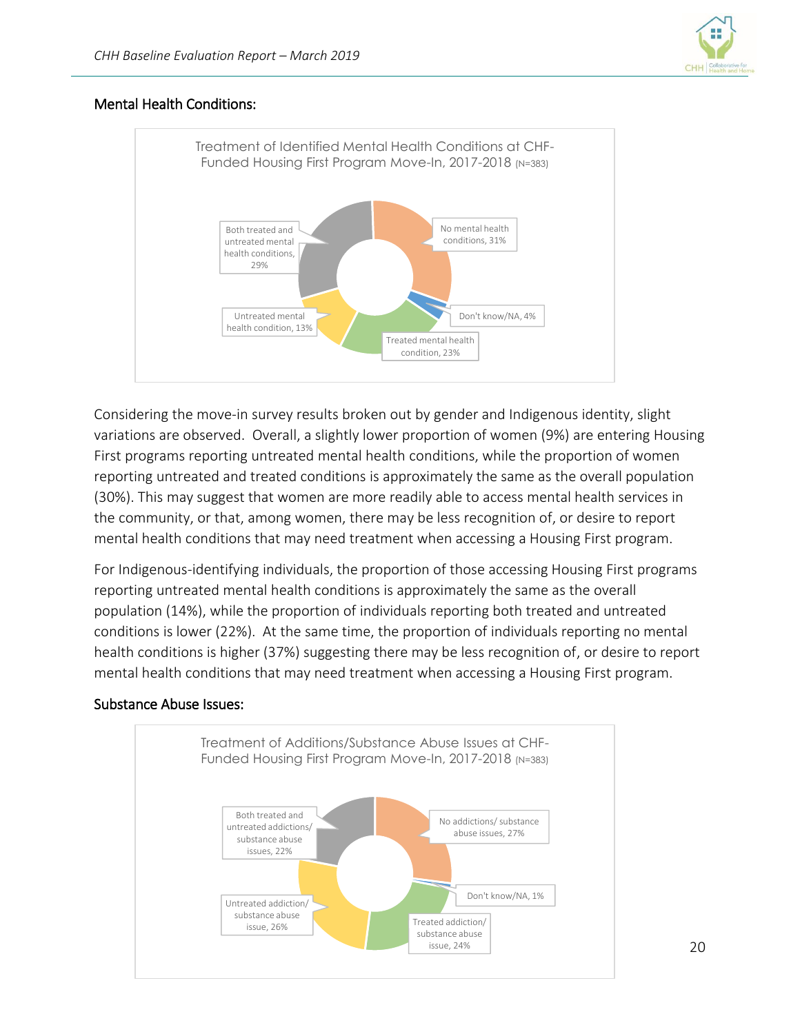### Mental Health Conditions:

Treatment of Identified Mental Health Conditions at CHF-Funded Housing First Program Move-In, 2017-2018 (N=383)

| Category | Percentage |
|---|---|
| No mental health conditions | 31% |
| Don't know/NA | 4% |
| Treated mental health condition | 23% |
| Untreated mental health condition | 13% |
| Both treated and untreated mental health conditions | 29% |

Considering the move-in survey results broken out by gender and Indigenous identity, slight variations are observed. Overall, a slightly lower proportion of women (9%) are entering Housing First programs reporting untreated mental health conditions, while the proportion of women reporting untreated and treated conditions is approximately the same as the overall population (30%). This may suggest that women are more readily able to access mental health services in the community, or that, among women, there may be less recognition of, or desire to report mental health conditions that may need treatment when accessing a Housing First program.

For Indigenous-identifying individuals, the proportion of those accessing Housing First programs reporting untreated mental health conditions is approximately the same as the overall population (14%), while the proportion of individuals reporting both treated and untreated conditions is lower (22%). At the same time, the proportion of individuals reporting no mental health conditions is higher (37%) suggesting there may be less recognition of, or desire to report mental health conditions that may need treatment when accessing a Housing First program.

### Substance Abuse Issues:

Treatment of Additions/Substance Abuse Issues at CHF-Funded Housing First Program Move-In, 2017-2018 (N=383)

| Category | Percentage |
|---|---|
| No addictions/ substance abuse issues | 27% |
| Don't know/NA | 1% |
| Treated addiction/ substance abuse issue | 24% |
| Untreated addiction/ substance abuse issue | 26% |
| Both treated and untreated addictions/ substance abuse issues | 22% |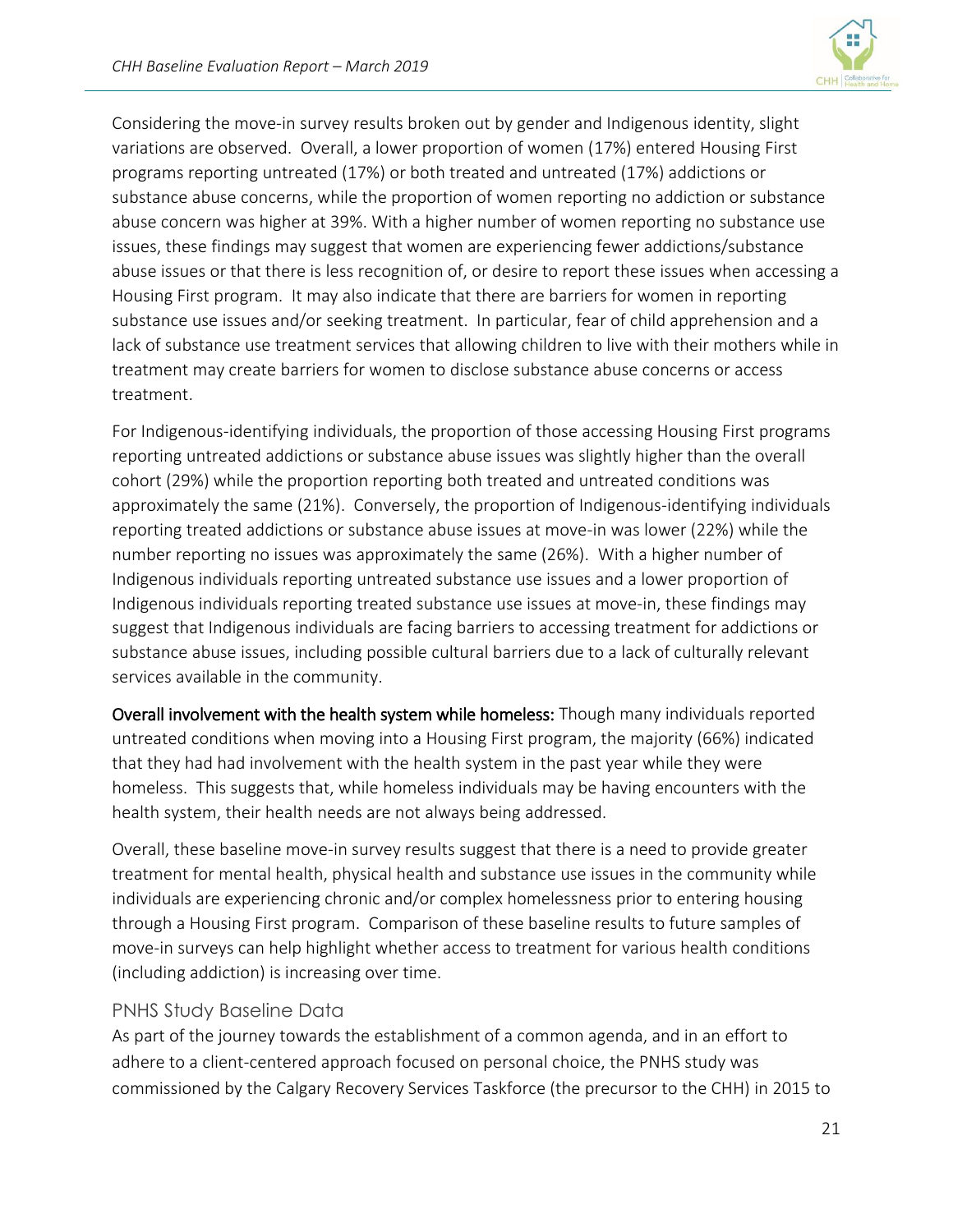Considering the move-in survey results broken out by gender and Indigenous identity, slight variations are observed. Overall, a lower proportion of women (17%) entered Housing First programs reporting untreated (17%) or both treated and untreated (17%) addictions or substance abuse concerns, while the proportion of women reporting no addiction or substance abuse concern was higher at 39%. With a higher number of women reporting no substance use issues, these findings may suggest that women are experiencing fewer addictions/substance abuse issues or that there is less recognition of, or desire to report these issues when accessing a Housing First program. It may also indicate that there are barriers for women in reporting substance use issues and/or seeking treatment. In particular, fear of child apprehension and a lack of substance use treatment services that allowing children to live with their mothers while in treatment may create barriers for women to disclose substance abuse concerns or access treatment.

For Indigenous-identifying individuals, the proportion of those accessing Housing First programs reporting untreated addictions or substance abuse issues was slightly higher than the overall cohort (29%) while the proportion reporting both treated and untreated conditions was approximately the same (21%). Conversely, the proportion of Indigenous-identifying individuals reporting treated addictions or substance abuse issues at move-in was lower (22%) while the number reporting no issues was approximately the same (26%). With a higher number of Indigenous individuals reporting untreated substance use issues and a lower proportion of Indigenous individuals reporting treated substance use issues at move-in, these findings may suggest that Indigenous individuals are facing barriers to accessing treatment for addictions or substance abuse issues, including possible cultural barriers due to a lack of culturally relevant services available in the community.

**Overall involvement with the health system while homeless:** Though many individuals reported untreated conditions when moving into a Housing First program, the majority (66%) indicated that they had had involvement with the health system in the past year while they were homeless. This suggests that, while homeless individuals may be having encounters with the health system, their health needs are not always being addressed.

Overall, these baseline move-in survey results suggest that there is a need to provide greater treatment for mental health, physical health and substance use issues in the community while individuals are experiencing chronic and/or complex homelessness prior to entering housing through a Housing First program. Comparison of these baseline results to future samples of move-in surveys can help highlight whether access to treatment for various health conditions (including addiction) is increasing over time.

### PNHS Study Baseline Data

As part of the journey towards the establishment of a common agenda, and in an effort to adhere to a client-centered approach focused on personal choice, the PNHS study was commissioned by the Calgary Recovery Services Taskforce (the precursor to the CHH) in 2015 to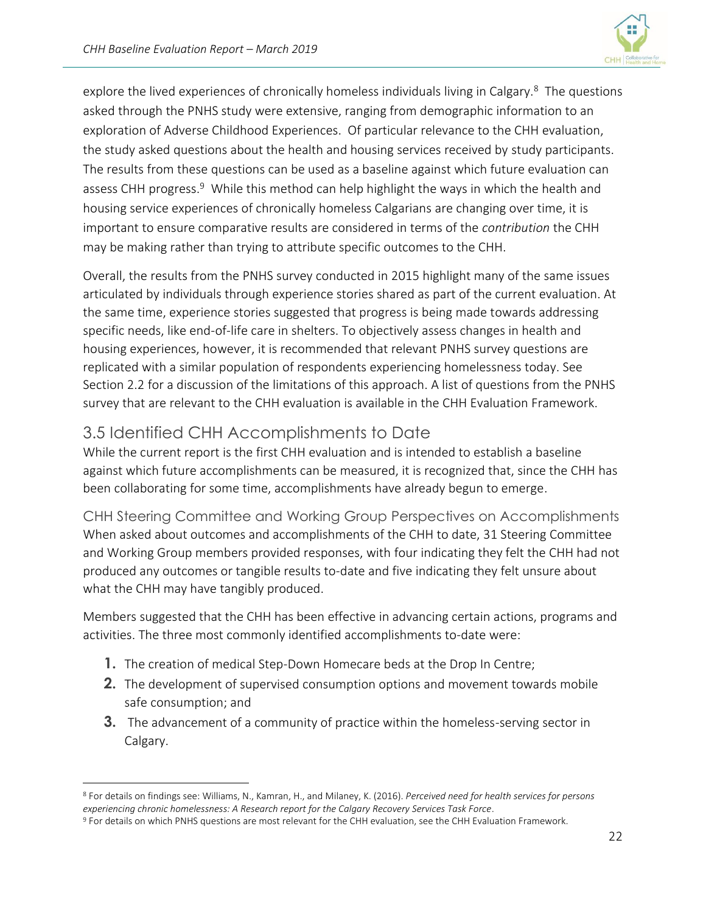explore the lived experiences of chronically homeless individuals living in Calgary.[8] The questions asked through the PNHS study were extensive, ranging from demographic information to an exploration of Adverse Childhood Experiences. Of particular relevance to the CHH evaluation, the study asked questions about the health and housing services received by study participants. The results from these questions can be used as a baseline against which future evaluation can assess CHH progress.[9] While this method can help highlight the ways in which the health and housing service experiences of chronically homeless Calgarians are changing over time, it is important to ensure comparative results are considered in terms of the *contribution* the CHH may be making rather than trying to attribute specific outcomes to the CHH.

Overall, the results from the PNHS survey conducted in 2015 highlight many of the same issues articulated by individuals through experience stories shared as part of the current evaluation. At the same time, experience stories suggested that progress is being made towards addressing specific needs, like end-of-life care in shelters. To objectively assess changes in health and housing experiences, however, it is recommended that relevant PNHS survey questions are replicated with a similar population of respondents experiencing homelessness today. See Section 2.2 for a discussion of the limitations of this approach. A list of questions from the PNHS survey that are relevant to the CHH evaluation is available in the CHH Evaluation Framework.

## 3.5 Identified CHH Accomplishments to Date

While the current report is the first CHH evaluation and is intended to establish a baseline against which future accomplishments can be measured, it is recognized that, since the CHH has been collaborating for some time, accomplishments have already begun to emerge.

### CHH Steering Committee and Working Group Perspectives on Accomplishments

When asked about outcomes and accomplishments of the CHH to date, 31 Steering Committee and Working Group members provided responses, with four indicating they felt the CHH had not produced any outcomes or tangible results to-date and five indicating they felt unsure about what the CHH may have tangibly produced.

Members suggested that the CHH has been effective in advancing certain actions, programs and activities. The three most commonly identified accomplishments to-date were:

1. The creation of medical Step-Down Homecare beds at the Drop In Centre;
2. The development of supervised consumption options and movement towards mobile safe consumption; and
3. The advancement of a community of practice within the homeless-serving sector in Calgary.

[8] For details on findings see: Williams, N., Kamran, H., and Milaney, K. (2016). *Perceived need for health services for persons experiencing chronic homelessness: A Research report for the Calgary Recovery Services Task Force*.

[9] For details on which PNHS questions are most relevant for the CHH evaluation, see the CHH Evaluation Framework.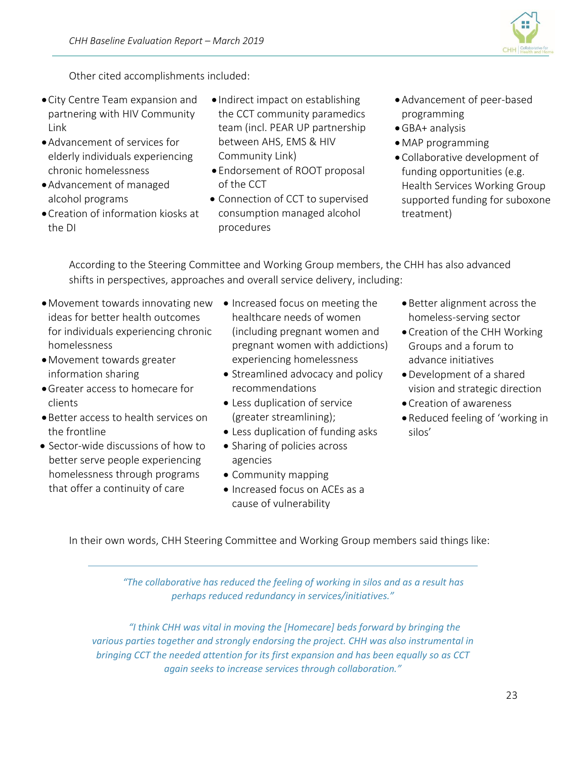Other cited accomplishments included:

- City Centre Team expansion and partnering with HIV Community Link
- Advancement of services for elderly individuals experiencing chronic homelessness
- Advancement of managed alcohol programs
- Creation of information kiosks at the DI
- Indirect impact on establishing the CCT community paramedics team (incl. PEAR UP partnership between AHS, EMS & HIV Community Link)
- Endorsement of ROOT proposal of the CCT
- Connection of CCT to supervised consumption managed alcohol procedures
- Advancement of peer-based programming
- GBA+ analysis
- MAP programming
- Collaborative development of funding opportunities (e.g. Health Services Working Group supported funding for suboxone treatment)

According to the Steering Committee and Working Group members, the CHH has also advanced shifts in perspectives, approaches and overall service delivery, including:

- Movement towards innovating new ideas for better health outcomes for individuals experiencing chronic homelessness
- Movement towards greater information sharing
- Greater access to homecare for clients
- Better access to health services on the frontline
- Sector-wide discussions of how to better serve people experiencing homelessness through programs that offer a continuity of care
- Increased focus on meeting the healthcare needs of women (including pregnant women and pregnant women with addictions) experiencing homelessness
- Streamlined advocacy and policy recommendations
- Less duplication of service (greater streamlining);
- Less duplication of funding asks
- Sharing of policies across agencies
- Community mapping
- Increased focus on ACEs as a cause of vulnerability
- Better alignment across the homeless-serving sector
- Creation of the CHH Working Groups and a forum to advance initiatives
- Development of a shared vision and strategic direction
- Creation of awareness
- Reduced feeling of 'working in silos'

In their own words, CHH Steering Committee and Working Group members said things like:

---

*"The collaborative has reduced the feeling of working in silos and as a result has perhaps reduced redundancy in services/initiatives."*

*"I think CHH was vital in moving the [Homecare] beds forward by bringing the various parties together and strongly endorsing the project. CHH was also instrumental in bringing CCT the needed attention for its first expansion and has been equally so as CCT again seeks to increase services through collaboration."*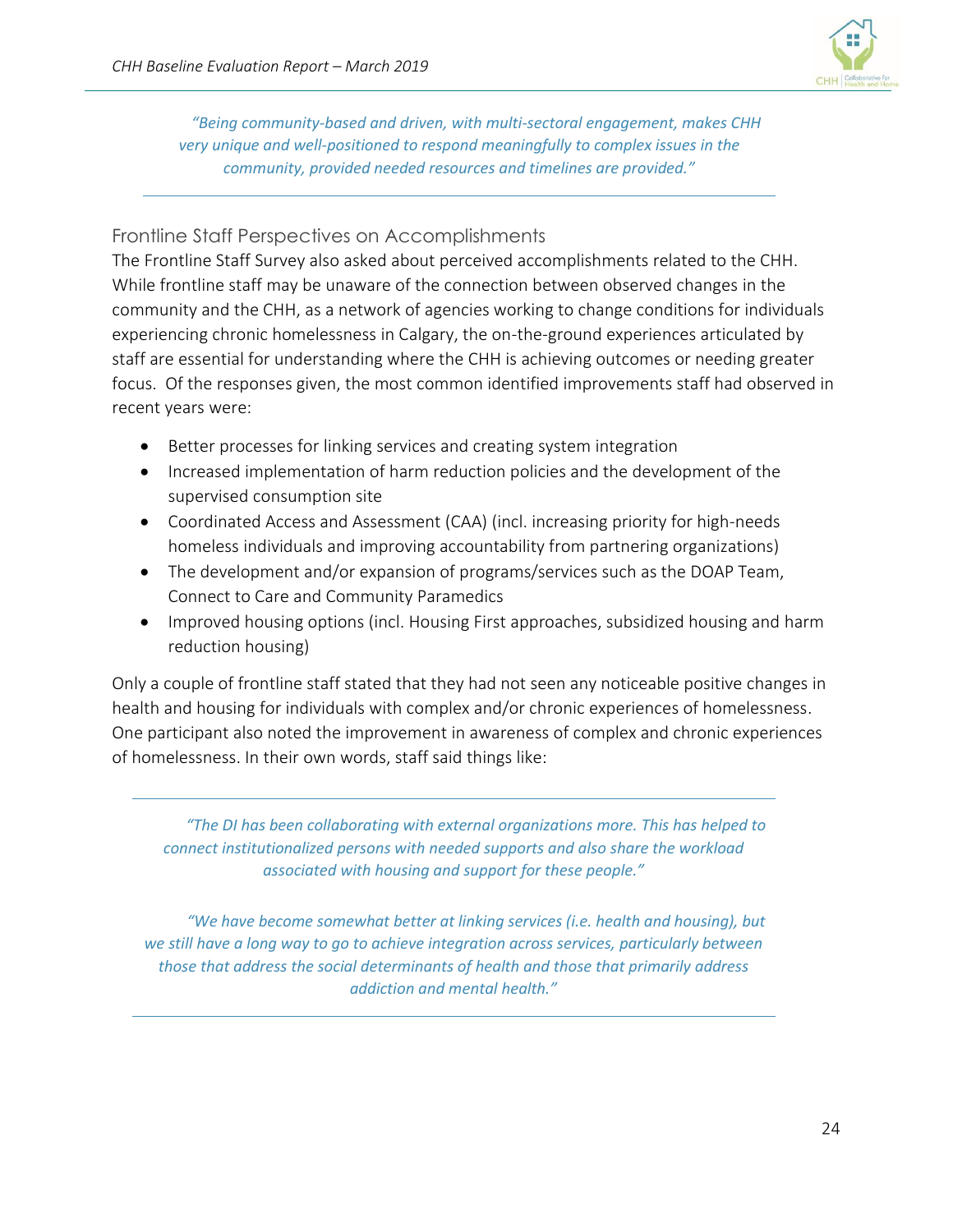*"Being community-based and driven, with multi-sectoral engagement, makes CHH very unique and well-positioned to respond meaningfully to complex issues in the community, provided needed resources and timelines are provided."*

### Frontline Staff Perspectives on Accomplishments

The Frontline Staff Survey also asked about perceived accomplishments related to the CHH. While frontline staff may be unaware of the connection between observed changes in the community and the CHH, as a network of agencies working to change conditions for individuals experiencing chronic homelessness in Calgary, the on-the-ground experiences articulated by staff are essential for understanding where the CHH is achieving outcomes or needing greater focus. Of the responses given, the most common identified improvements staff had observed in recent years were:

- Better processes for linking services and creating system integration
- Increased implementation of harm reduction policies and the development of the supervised consumption site
- Coordinated Access and Assessment (CAA) (incl. increasing priority for high-needs homeless individuals and improving accountability from partnering organizations)
- The development and/or expansion of programs/services such as the DOAP Team, Connect to Care and Community Paramedics
- Improved housing options (incl. Housing First approaches, subsidized housing and harm reduction housing)

Only a couple of frontline staff stated that they had not seen any noticeable positive changes in health and housing for individuals with complex and/or chronic experiences of homelessness. One participant also noted the improvement in awareness of complex and chronic experiences of homelessness. In their own words, staff said things like:

*"The DI has been collaborating with external organizations more. This has helped to connect institutionalized persons with needed supports and also share the workload associated with housing and support for these people."*

*"We have become somewhat better at linking services (i.e. health and housing), but we still have a long way to go to achieve integration across services, particularly between those that address the social determinants of health and those that primarily address addiction and mental health."*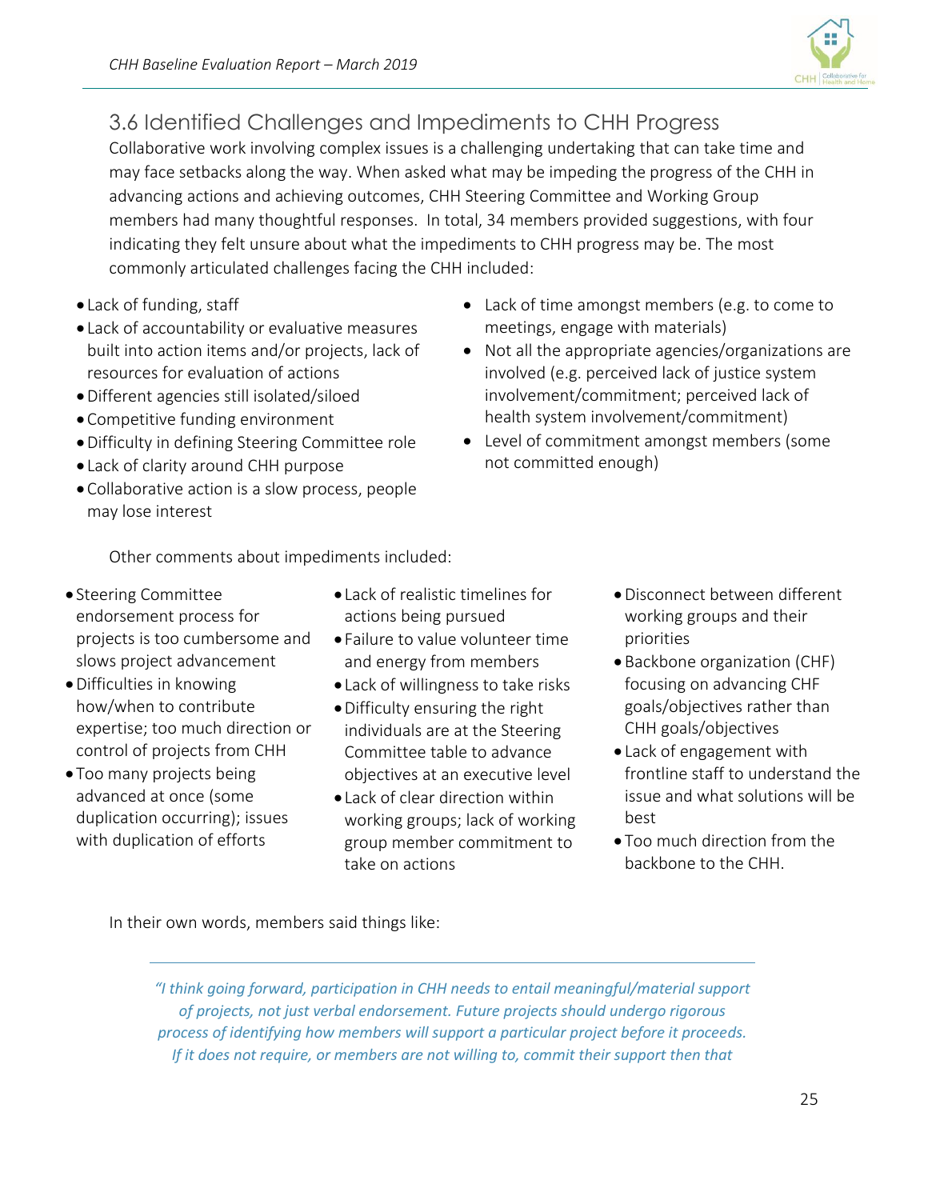## 3.6 Identified Challenges and Impediments to CHH Progress

Collaborative work involving complex issues is a challenging undertaking that can take time and may face setbacks along the way. When asked what may be impeding the progress of the CHH in advancing actions and achieving outcomes, CHH Steering Committee and Working Group members had many thoughtful responses. In total, 34 members provided suggestions, with four indicating they felt unsure about what the impediments to CHH progress may be. The most commonly articulated challenges facing the CHH included:

- Lack of funding, staff
- Lack of accountability or evaluative measures built into action items and/or projects, lack of resources for evaluation of actions
- Different agencies still isolated/siloed
- Competitive funding environment
- Difficulty in defining Steering Committee role
- Lack of clarity around CHH purpose
- Collaborative action is a slow process, people may lose interest
- Lack of time amongst members (e.g. to come to meetings, engage with materials)
- Not all the appropriate agencies/organizations are involved (e.g. perceived lack of justice system involvement/commitment; perceived lack of health system involvement/commitment)
- Level of commitment amongst members (some not committed enough)

Other comments about impediments included:

- Steering Committee endorsement process for projects is too cumbersome and slows project advancement
- Difficulties in knowing how/when to contribute expertise; too much direction or control of projects from CHH
- Too many projects being advanced at once (some duplication occurring); issues with duplication of efforts
- Lack of realistic timelines for actions being pursued
- Failure to value volunteer time and energy from members
- Lack of willingness to take risks
- Difficulty ensuring the right individuals are at the Steering Committee table to advance objectives at an executive level
- Lack of clear direction within working groups; lack of working group member commitment to take on actions
- Disconnect between different working groups and their priorities
- Backbone organization (CHF) focusing on advancing CHF goals/objectives rather than CHH goals/objectives
- Lack of engagement with frontline staff to understand the issue and what solutions will be best
- Too much direction from the backbone to the CHH.

In their own words, members said things like:

---

*"I think going forward, participation in CHH needs to entail meaningful/material support of projects, not just verbal endorsement. Future projects should undergo rigorous process of identifying how members will support a particular project before it proceeds. If it does not require, or members are not willing to, commit their support then that*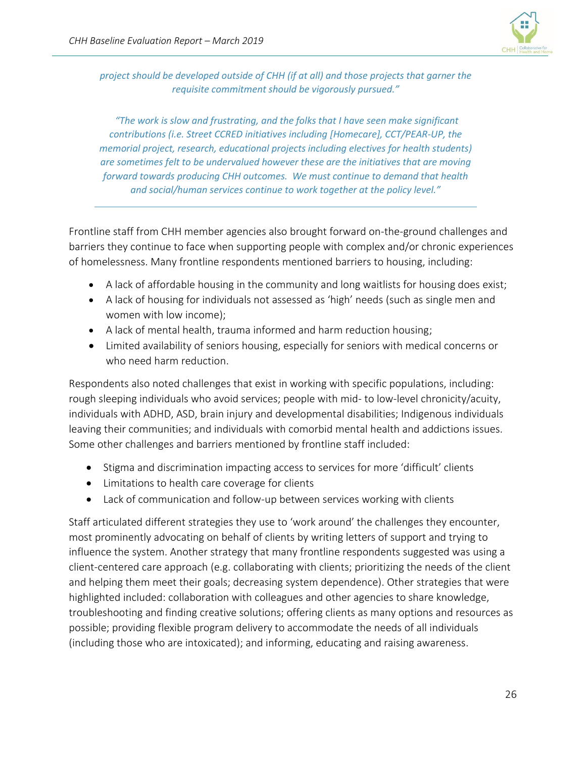*project should be developed outside of CHH (if at all) and those projects that garner the requisite commitment should be vigorously pursued."*

*"The work is slow and frustrating, and the folks that I have seen make significant contributions (i.e. Street CCRED initiatives including [Homecare], CCT/PEAR-UP, the memorial project, research, educational projects including electives for health students) are sometimes felt to be undervalued however these are the initiatives that are moving forward towards producing CHH outcomes. We must continue to demand that health and social/human services continue to work together at the policy level."*

---

Frontline staff from CHH member agencies also brought forward on-the-ground challenges and barriers they continue to face when supporting people with complex and/or chronic experiences of homelessness. Many frontline respondents mentioned barriers to housing, including:

- A lack of affordable housing in the community and long waitlists for housing does exist;
- A lack of housing for individuals not assessed as 'high' needs (such as single men and women with low income);
- A lack of mental health, trauma informed and harm reduction housing;
- Limited availability of seniors housing, especially for seniors with medical concerns or who need harm reduction.

Respondents also noted challenges that exist in working with specific populations, including: rough sleeping individuals who avoid services; people with mid- to low-level chronicity/acuity, individuals with ADHD, ASD, brain injury and developmental disabilities; Indigenous individuals leaving their communities; and individuals with comorbid mental health and addictions issues. Some other challenges and barriers mentioned by frontline staff included:

- Stigma and discrimination impacting access to services for more 'difficult' clients
- Limitations to health care coverage for clients
- Lack of communication and follow-up between services working with clients

Staff articulated different strategies they use to 'work around' the challenges they encounter, most prominently advocating on behalf of clients by writing letters of support and trying to influence the system. Another strategy that many frontline respondents suggested was using a client-centered care approach (e.g. collaborating with clients; prioritizing the needs of the client and helping them meet their goals; decreasing system dependence). Other strategies that were highlighted included: collaboration with colleagues and other agencies to share knowledge, troubleshooting and finding creative solutions; offering clients as many options and resources as possible; providing flexible program delivery to accommodate the needs of all individuals (including those who are intoxicated); and informing, educating and raising awareness.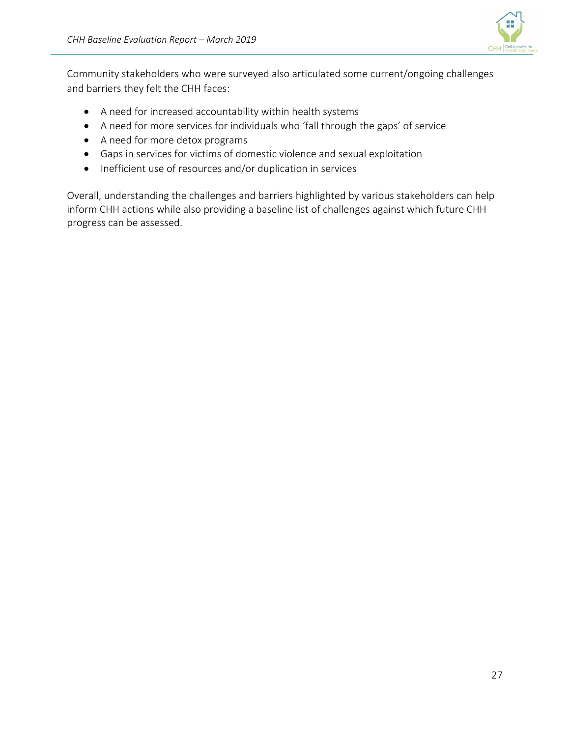Community stakeholders who were surveyed also articulated some current/ongoing challenges and barriers they felt the CHH faces:

- A need for increased accountability within health systems
- A need for more services for individuals who ‘fall through the gaps’ of service
- A need for more detox programs
- Gaps in services for victims of domestic violence and sexual exploitation
- Inefficient use of resources and/or duplication in services

Overall, understanding the challenges and barriers highlighted by various stakeholders can help inform CHH actions while also providing a baseline list of challenges against which future CHH progress can be assessed.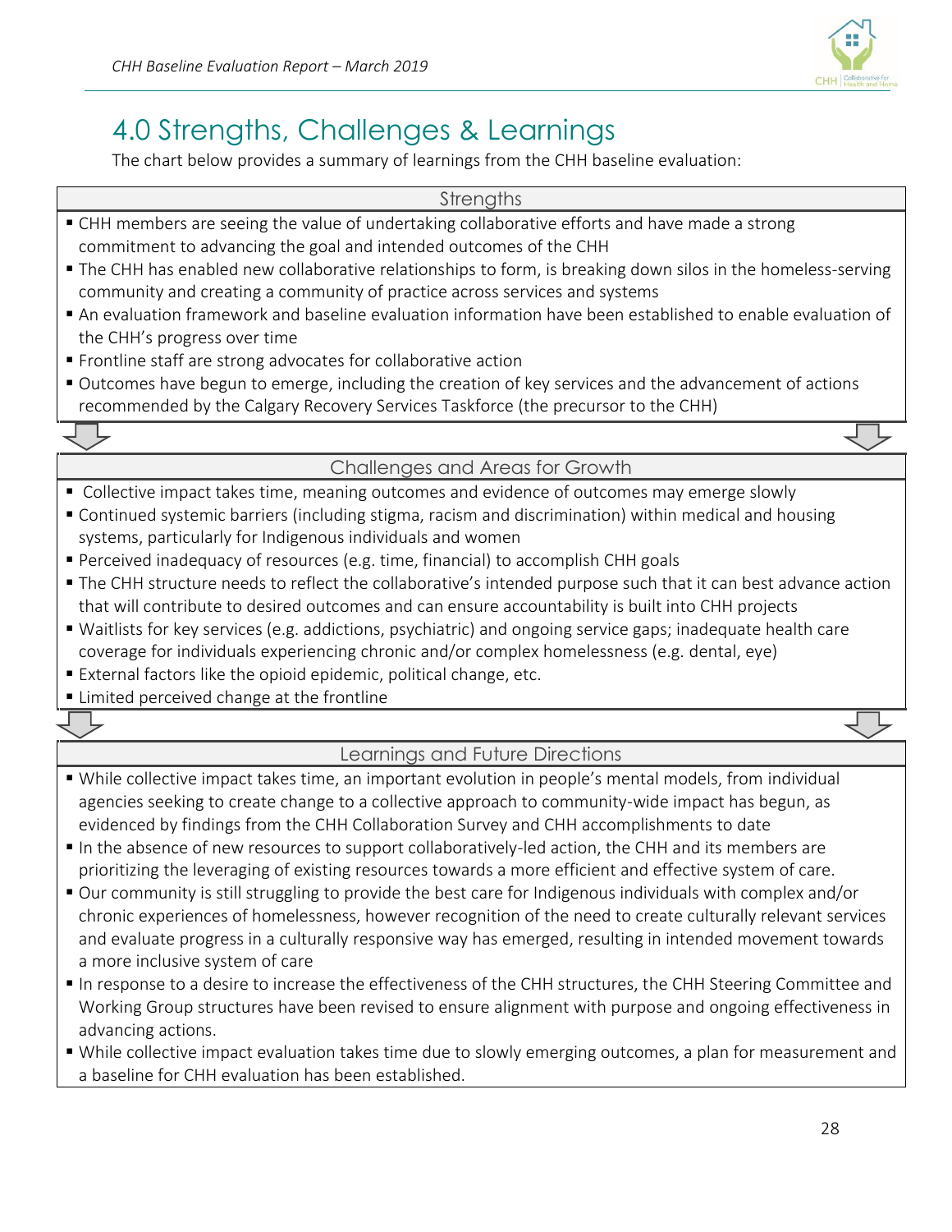# 4.0 Strengths, Challenges & Learnings

The chart below provides a summary of learnings from the CHH baseline evaluation:

### Strengths

- CHH members are seeing the value of undertaking collaborative efforts and have made a strong commitment to advancing the goal and intended outcomes of the CHH
- The CHH has enabled new collaborative relationships to form, is breaking down silos in the homeless-serving community and creating a community of practice across services and systems
- An evaluation framework and baseline evaluation information have been established to enable evaluation of the CHH's progress over time
- Frontline staff are strong advocates for collaborative action
- Outcomes have begun to emerge, including the creation of key services and the advancement of actions recommended by the Calgary Recovery Services Taskforce (the precursor to the CHH)

### Challenges and Areas for Growth

- Collective impact takes time, meaning outcomes and evidence of outcomes may emerge slowly
- Continued systemic barriers (including stigma, racism and discrimination) within medical and housing systems, particularly for Indigenous individuals and women
- Perceived inadequacy of resources (e.g. time, financial) to accomplish CHH goals
- The CHH structure needs to reflect the collaborative's intended purpose such that it can best advance action that will contribute to desired outcomes and can ensure accountability is built into CHH projects
- Waitlists for key services (e.g. addictions, psychiatric) and ongoing service gaps; inadequate health care coverage for individuals experiencing chronic and/or complex homelessness (e.g. dental, eye)
- External factors like the opioid epidemic, political change, etc.
- Limited perceived change at the frontline

### Learnings and Future Directions

- While collective impact takes time, an important evolution in people's mental models, from individual agencies seeking to create change to a collective approach to community-wide impact has begun, as evidenced by findings from the CHH Collaboration Survey and CHH accomplishments to date
- In the absence of new resources to support collaboratively-led action, the CHH and its members are prioritizing the leveraging of existing resources towards a more efficient and effective system of care.
- Our community is still struggling to provide the best care for Indigenous individuals with complex and/or chronic experiences of homelessness, however recognition of the need to create culturally relevant services and evaluate progress in a culturally responsive way has emerged, resulting in intended movement towards a more inclusive system of care
- In response to a desire to increase the effectiveness of the CHH structures, the CHH Steering Committee and Working Group structures have been revised to ensure alignment with purpose and ongoing effectiveness in advancing actions.
- While collective impact evaluation takes time due to slowly emerging outcomes, a plan for measurement and a baseline for CHH evaluation has been established.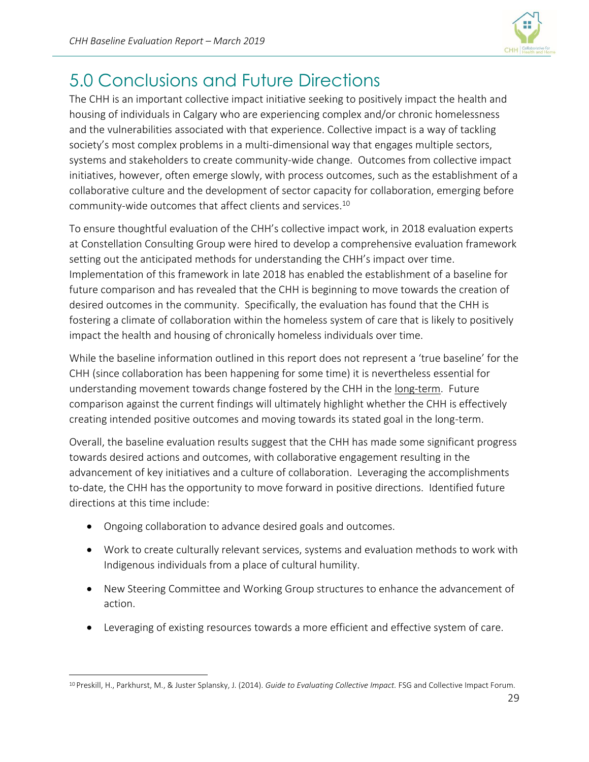# 5.0 Conclusions and Future Directions

The CHH is an important collective impact initiative seeking to positively impact the health and housing of individuals in Calgary who are experiencing complex and/or chronic homelessness and the vulnerabilities associated with that experience. Collective impact is a way of tackling society's most complex problems in a multi-dimensional way that engages multiple sectors, systems and stakeholders to create community-wide change. Outcomes from collective impact initiatives, however, often emerge slowly, with process outcomes, such as the establishment of a collaborative culture and the development of sector capacity for collaboration, emerging before community-wide outcomes that affect clients and services.[10]

To ensure thoughtful evaluation of the CHH's collective impact work, in 2018 evaluation experts at Constellation Consulting Group were hired to develop a comprehensive evaluation framework setting out the anticipated methods for understanding the CHH's impact over time. Implementation of this framework in late 2018 has enabled the establishment of a baseline for future comparison and has revealed that the CHH is beginning to move towards the creation of desired outcomes in the community. Specifically, the evaluation has found that the CHH is fostering a climate of collaboration within the homeless system of care that is likely to positively impact the health and housing of chronically homeless individuals over time.

While the baseline information outlined in this report does not represent a 'true baseline' for the CHH (since collaboration has been happening for some time) it is nevertheless essential for understanding movement towards change fostered by the CHH in the long-term. Future comparison against the current findings will ultimately highlight whether the CHH is effectively creating intended positive outcomes and moving towards its stated goal in the long-term.

Overall, the baseline evaluation results suggest that the CHH has made some significant progress towards desired actions and outcomes, with collaborative engagement resulting in the advancement of key initiatives and a culture of collaboration. Leveraging the accomplishments to-date, the CHH has the opportunity to move forward in positive directions. Identified future directions at this time include:

- Ongoing collaboration to advance desired goals and outcomes.
- Work to create culturally relevant services, systems and evaluation methods to work with Indigenous individuals from a place of cultural humility.
- New Steering Committee and Working Group structures to enhance the advancement of action.
- Leveraging of existing resources towards a more efficient and effective system of care.

---

[10] Preskill, H., Parkhurst, M., & Juster Splansky, J. (2014). *Guide to Evaluating Collective Impact.* FSG and Collective Impact Forum.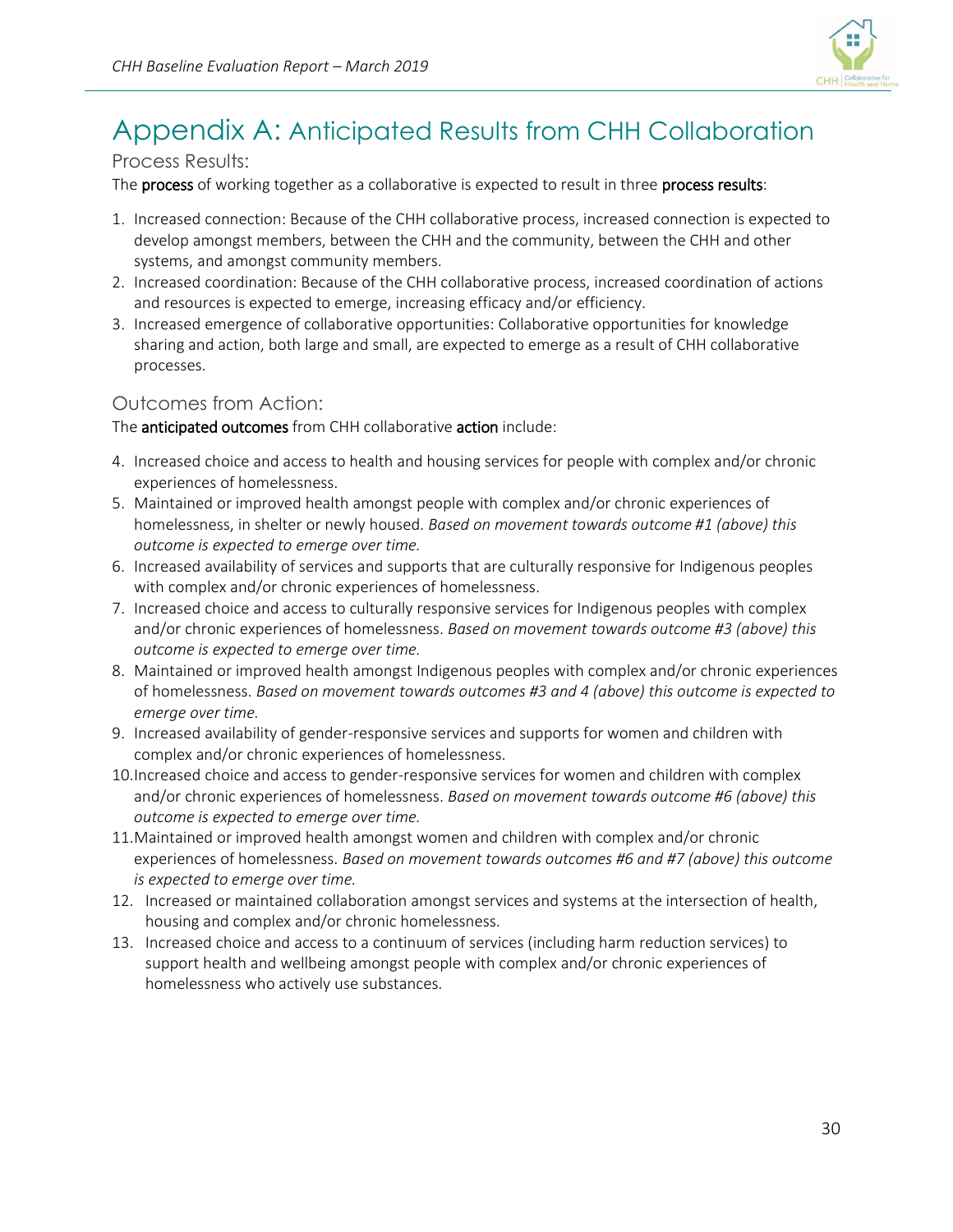# Appendix A: Anticipated Results from CHH Collaboration

## Process Results:

The **process** of working together as a collaborative is expected to result in three **process results**:

1. Increased connection: Because of the CHH collaborative process, increased connection is expected to develop amongst members, between the CHH and the community, between the CHH and other systems, and amongst community members.
2. Increased coordination: Because of the CHH collaborative process, increased coordination of actions and resources is expected to emerge, increasing efficacy and/or efficiency.
3. Increased emergence of collaborative opportunities: Collaborative opportunities for knowledge sharing and action, both large and small, are expected to emerge as a result of CHH collaborative processes.

## Outcomes from Action:

The **anticipated outcomes** from CHH collaborative **action** include:

4. Increased choice and access to health and housing services for people with complex and/or chronic experiences of homelessness.
5. Maintained or improved health amongst people with complex and/or chronic experiences of homelessness, in shelter or newly housed. *Based on movement towards outcome #1 (above) this outcome is expected to emerge over time.*
6. Increased availability of services and supports that are culturally responsive for Indigenous peoples with complex and/or chronic experiences of homelessness.
7. Increased choice and access to culturally responsive services for Indigenous peoples with complex and/or chronic experiences of homelessness. *Based on movement towards outcome #3 (above) this outcome is expected to emerge over time.*
8. Maintained or improved health amongst Indigenous peoples with complex and/or chronic experiences of homelessness. *Based on movement towards outcomes #3 and 4 (above) this outcome is expected to emerge over time.*
9. Increased availability of gender-responsive services and supports for women and children with complex and/or chronic experiences of homelessness.
10. Increased choice and access to gender-responsive services for women and children with complex and/or chronic experiences of homelessness. *Based on movement towards outcome #6 (above) this outcome is expected to emerge over time.*
11. Maintained or improved health amongst women and children with complex and/or chronic experiences of homelessness. *Based on movement towards outcomes #6 and #7 (above) this outcome is expected to emerge over time.*
12. Increased or maintained collaboration amongst services and systems at the intersection of health, housing and complex and/or chronic homelessness.
13. Increased choice and access to a continuum of services (including harm reduction services) to support health and wellbeing amongst people with complex and/or chronic experiences of homelessness who actively use substances.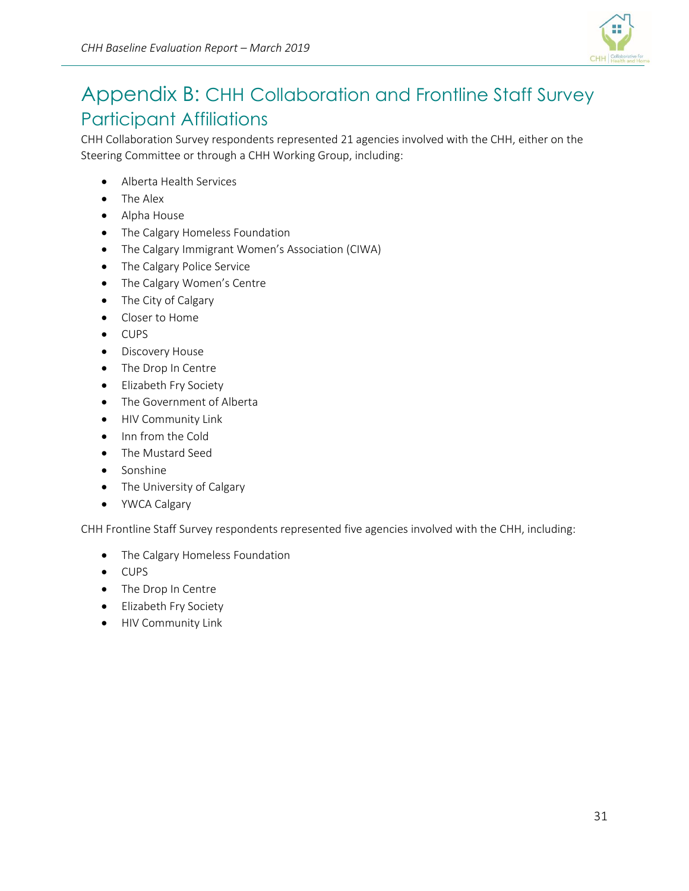# Appendix B: CHH Collaboration and Frontline Staff Survey Participant Affiliations

CHH Collaboration Survey respondents represented 21 agencies involved with the CHH, either on the Steering Committee or through a CHH Working Group, including:

- Alberta Health Services
- The Alex
- Alpha House
- The Calgary Homeless Foundation
- The Calgary Immigrant Women's Association (CIWA)
- The Calgary Police Service
- The Calgary Women's Centre
- The City of Calgary
- Closer to Home
- CUPS
- Discovery House
- The Drop In Centre
- Elizabeth Fry Society
- The Government of Alberta
- HIV Community Link
- Inn from the Cold
- The Mustard Seed
- Sonshine
- The University of Calgary
- YWCA Calgary

CHH Frontline Staff Survey respondents represented five agencies involved with the CHH, including:

- The Calgary Homeless Foundation
- CUPS
- The Drop In Centre
- Elizabeth Fry Society
- HIV Community Link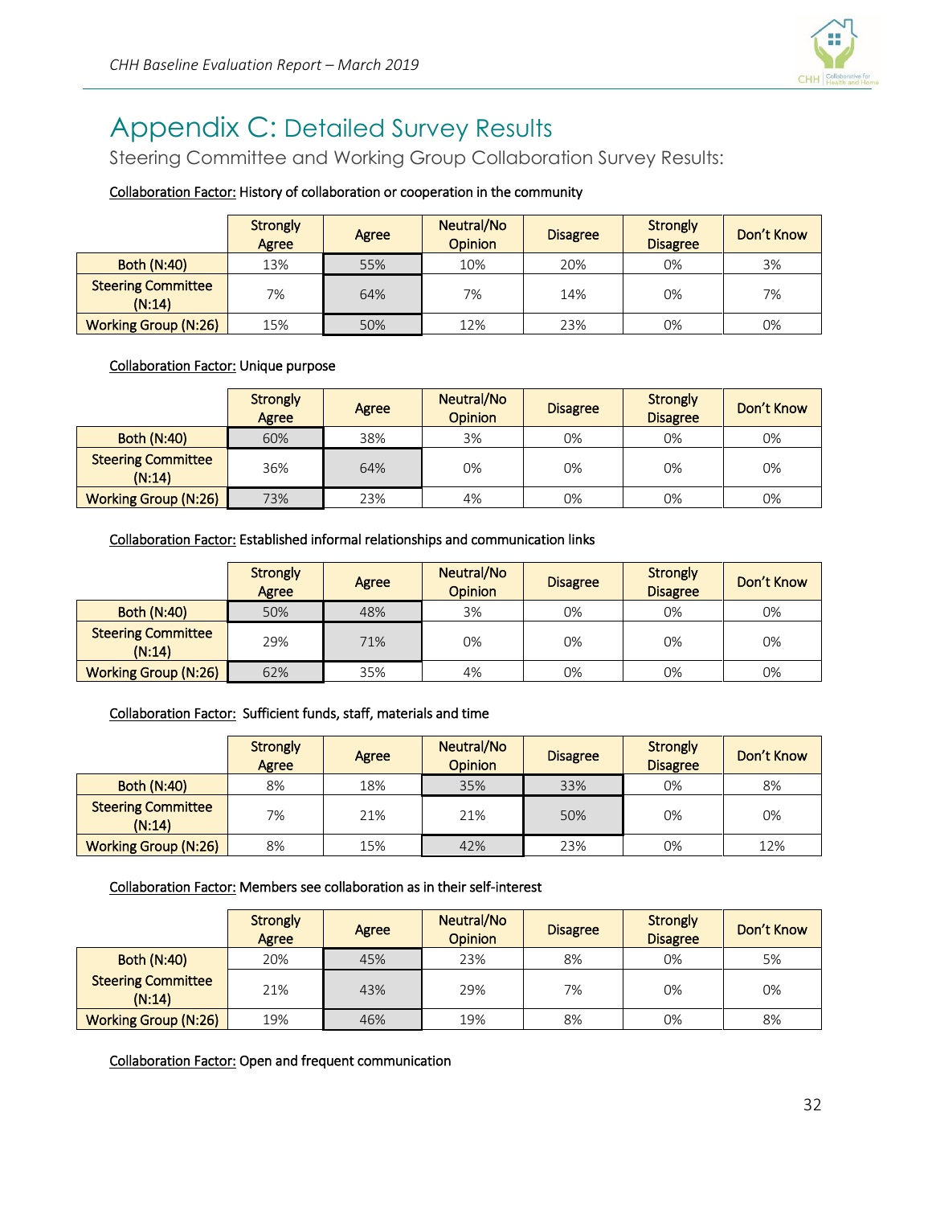# Appendix C: Detailed Survey Results

## Steering Committee and Working Group Collaboration Survey Results:

<u>Collaboration Factor:</u> History of collaboration or cooperation in the community

| | Strongly Agree | Agree | Neutral/No Opinion | Disagree | Strongly Disagree | Don't Know |
|---|---|---|---|---|---|---|
| Both (N:40) | 13% | 55% | 10% | 20% | 0% | 3% |
| Steering Committee (N:14) | 7% | 64% | 7% | 14% | 0% | 7% |
| Working Group (N:26) | 15% | 50% | 12% | 23% | 0% | 0% |

<u>Collaboration Factor:</u> Unique purpose

| | Strongly Agree | Agree | Neutral/No Opinion | Disagree | Strongly Disagree | Don't Know |
|---|---|---|---|---|---|---|
| Both (N:40) | 60% | 38% | 3% | 0% | 0% | 0% |
| Steering Committee (N:14) | 36% | 64% | 0% | 0% | 0% | 0% |
| Working Group (N:26) | 73% | 23% | 4% | 0% | 0% | 0% |

<u>Collaboration Factor:</u> Established informal relationships and communication links

| | Strongly Agree | Agree | Neutral/No Opinion | Disagree | Strongly Disagree | Don't Know |
|---|---|---|---|---|---|---|
| Both (N:40) | 50% | 48% | 3% | 0% | 0% | 0% |
| Steering Committee (N:14) | 29% | 71% | 0% | 0% | 0% | 0% |
| Working Group (N:26) | 62% | 35% | 4% | 0% | 0% | 0% |

<u>Collaboration Factor:</u> Sufficient funds, staff, materials and time

| | Strongly Agree | Agree | Neutral/No Opinion | Disagree | Strongly Disagree | Don't Know |
|---|---|---|---|---|---|---|
| Both (N:40) | 8% | 18% | 35% | 33% | 0% | 8% |
| Steering Committee (N:14) | 7% | 21% | 21% | 50% | 0% | 0% |
| Working Group (N:26) | 8% | 15% | 42% | 23% | 0% | 12% |

<u>Collaboration Factor:</u> Members see collaboration as in their self-interest

| | Strongly Agree | Agree | Neutral/No Opinion | Disagree | Strongly Disagree | Don't Know |
|---|---|---|---|---|---|---|
| Both (N:40) | 20% | 45% | 23% | 8% | 0% | 5% |
| Steering Committee (N:14) | 21% | 43% | 29% | 7% | 0% | 0% |
| Working Group (N:26) | 19% | 46% | 19% | 8% | 0% | 8% |

<u>Collaboration Factor:</u> Open and frequent communication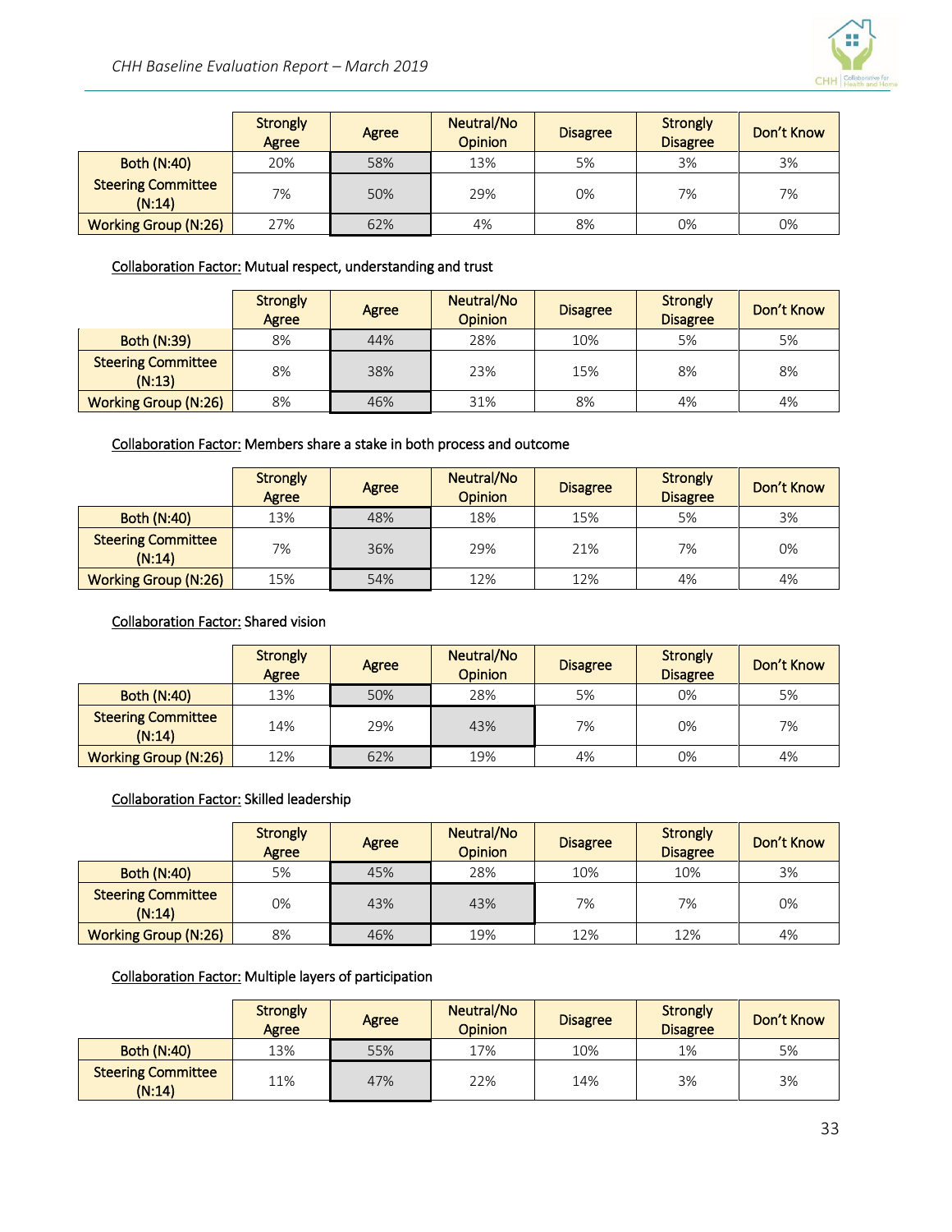| | Strongly Agree | Agree | Neutral/No Opinion | Disagree | Strongly Disagree | Don't Know |
|---|---|---|---|---|---|---|
| Both (N:40) | 20% | 58% | 13% | 5% | 3% | 3% |
| Steering Committee (N:14) | 7% | 50% | 29% | 0% | 7% | 7% |
| Working Group (N:26) | 27% | 62% | 4% | 8% | 0% | 0% |

Collaboration Factor: Mutual respect, understanding and trust

| | Strongly Agree | Agree | Neutral/No Opinion | Disagree | Strongly Disagree | Don't Know |
|---|---|---|---|---|---|---|
| Both (N:39) | 8% | 44% | 28% | 10% | 5% | 5% |
| Steering Committee (N:13) | 8% | 38% | 23% | 15% | 8% | 8% |
| Working Group (N:26) | 8% | 46% | 31% | 8% | 4% | 4% |

Collaboration Factor: Members share a stake in both process and outcome

| | Strongly Agree | Agree | Neutral/No Opinion | Disagree | Strongly Disagree | Don't Know |
|---|---|---|---|---|---|---|
| Both (N:40) | 13% | 48% | 18% | 15% | 5% | 3% |
| Steering Committee (N:14) | 7% | 36% | 29% | 21% | 7% | 0% |
| Working Group (N:26) | 15% | 54% | 12% | 12% | 4% | 4% |

Collaboration Factor: Shared vision

| | Strongly Agree | Agree | Neutral/No Opinion | Disagree | Strongly Disagree | Don't Know |
|---|---|---|---|---|---|---|
| Both (N:40) | 13% | 50% | 28% | 5% | 0% | 5% |
| Steering Committee (N:14) | 14% | 29% | 43% | 7% | 0% | 7% |
| Working Group (N:26) | 12% | 62% | 19% | 4% | 0% | 4% |

Collaboration Factor: Skilled leadership

| | Strongly Agree | Agree | Neutral/No Opinion | Disagree | Strongly Disagree | Don't Know |
|---|---|---|---|---|---|---|
| Both (N:40) | 5% | 45% | 28% | 10% | 10% | 3% |
| Steering Committee (N:14) | 0% | 43% | 43% | 7% | 7% | 0% |
| Working Group (N:26) | 8% | 46% | 19% | 12% | 12% | 4% |

Collaboration Factor: Multiple layers of participation

| | Strongly Agree | Agree | Neutral/No Opinion | Disagree | Strongly Disagree | Don't Know |
|---|---|---|---|---|---|---|
| Both (N:40) | 13% | 55% | 17% | 10% | 1% | 5% |
| Steering Committee (N:14) | 11% | 47% | 22% | 14% | 3% | 3% |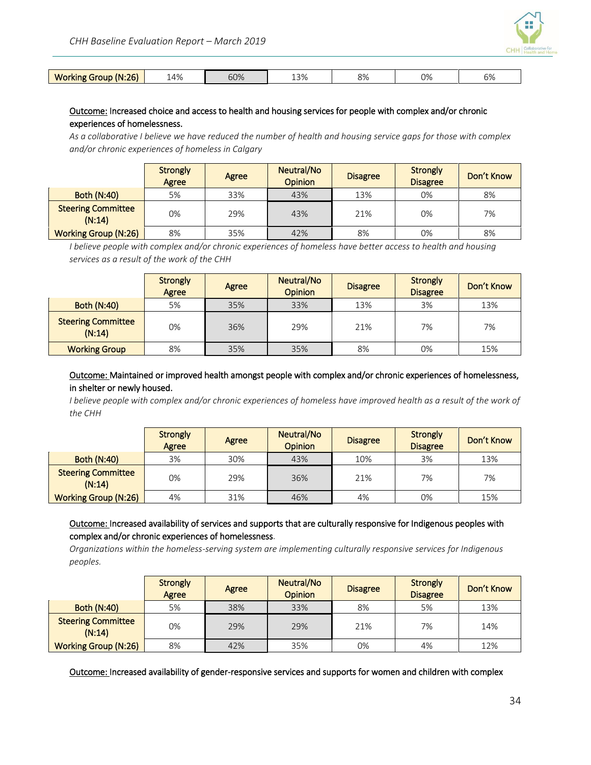| Working Group (N:26) | 14% | 60% | 13% | 8% | 0% | 6% |
|---|---|---|---|---|---|---|

Outcome: Increased choice and access to health and housing services for people with complex and/or chronic experiences of homelessness.

*As a collaborative I believe we have reduced the number of health and housing service gaps for those with complex and/or chronic experiences of homeless in Calgary*

| | Strongly Agree | Agree | Neutral/No Opinion | Disagree | Strongly Disagree | Don't Know |
|---|---|---|---|---|---|---|
| Both (N:40) | 5% | 33% | 43% | 13% | 0% | 8% |
| Steering Committee (N:14) | 0% | 29% | 43% | 21% | 0% | 7% |
| Working Group (N:26) | 8% | 35% | 42% | 8% | 0% | 8% |

*I believe people with complex and/or chronic experiences of homeless have better access to health and housing services as a result of the work of the CHH*

| | Strongly Agree | Agree | Neutral/No Opinion | Disagree | Strongly Disagree | Don't Know |
|---|---|---|---|---|---|---|
| Both (N:40) | 5% | 35% | 33% | 13% | 3% | 13% |
| Steering Committee (N:14) | 0% | 36% | 29% | 21% | 7% | 7% |
| Working Group | 8% | 35% | 35% | 8% | 0% | 15% |

Outcome: Maintained or improved health amongst people with complex and/or chronic experiences of homelessness, in shelter or newly housed.

*I believe people with complex and/or chronic experiences of homeless have improved health as a result of the work of the CHH*

| | Strongly Agree | Agree | Neutral/No Opinion | Disagree | Strongly Disagree | Don't Know |
|---|---|---|---|---|---|---|
| Both (N:40) | 3% | 30% | 43% | 10% | 3% | 13% |
| Steering Committee (N:14) | 0% | 29% | 36% | 21% | 7% | 7% |
| Working Group (N:26) | 4% | 31% | 46% | 4% | 0% | 15% |

Outcome: Increased availability of services and supports that are culturally responsive for Indigenous peoples with complex and/or chronic experiences of homelessness.

*Organizations within the homeless-serving system are implementing culturally responsive services for Indigenous peoples.*

| | Strongly Agree | Agree | Neutral/No Opinion | Disagree | Strongly Disagree | Don't Know |
|---|---|---|---|---|---|---|
| Both (N:40) | 5% | 38% | 33% | 8% | 5% | 13% |
| Steering Committee (N:14) | 0% | 29% | 29% | 21% | 7% | 14% |
| Working Group (N:26) | 8% | 42% | 35% | 0% | 4% | 12% |

Outcome: Increased availability of gender-responsive services and supports for women and children with complex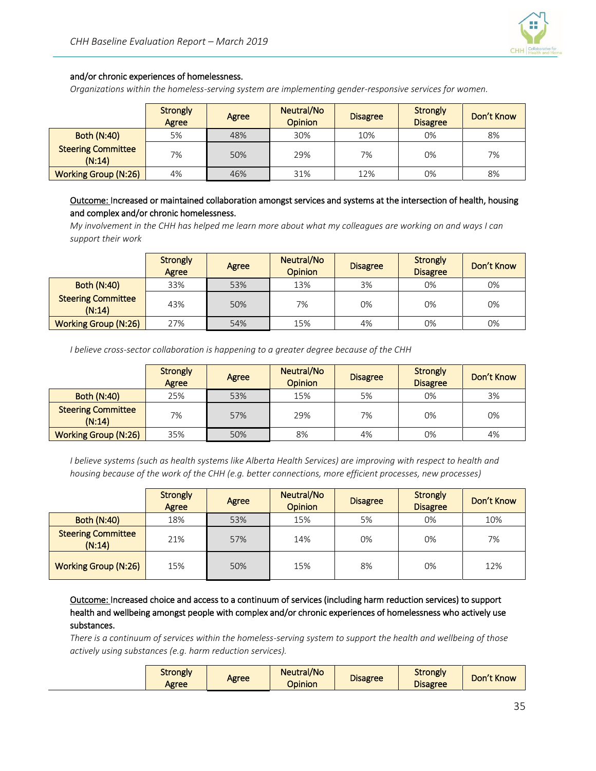and/or chronic experiences of homelessness.

*Organizations within the homeless-serving system are implementing gender-responsive services for women.*

| | Strongly Agree | Agree | Neutral/No Opinion | Disagree | Strongly Disagree | Don't Know |
|---|---|---|---|---|---|---|
| Both (N:40) | 5% | 48% | 30% | 10% | 0% | 8% |
| Steering Committee (N:14) | 7% | 50% | 29% | 7% | 0% | 7% |
| Working Group (N:26) | 4% | 46% | 31% | 12% | 0% | 8% |

Outcome: Increased or maintained collaboration amongst services and systems at the intersection of health, housing and complex and/or chronic homelessness.

*My involvement in the CHH has helped me learn more about what my colleagues are working on and ways I can support their work*

| | Strongly Agree | Agree | Neutral/No Opinion | Disagree | Strongly Disagree | Don't Know |
|---|---|---|---|---|---|---|
| Both (N:40) | 33% | 53% | 13% | 3% | 0% | 0% |
| Steering Committee (N:14) | 43% | 50% | 7% | 0% | 0% | 0% |
| Working Group (N:26) | 27% | 54% | 15% | 4% | 0% | 0% |

*I believe cross-sector collaboration is happening to a greater degree because of the CHH*

| | Strongly Agree | Agree | Neutral/No Opinion | Disagree | Strongly Disagree | Don't Know |
|---|---|---|---|---|---|---|
| Both (N:40) | 25% | 53% | 15% | 5% | 0% | 3% |
| Steering Committee (N:14) | 7% | 57% | 29% | 7% | 0% | 0% |
| Working Group (N:26) | 35% | 50% | 8% | 4% | 0% | 4% |

*I believe systems (such as health systems like Alberta Health Services) are improving with respect to health and housing because of the work of the CHH (e.g. better connections, more efficient processes, new processes)*

| | Strongly Agree | Agree | Neutral/No Opinion | Disagree | Strongly Disagree | Don't Know |
|---|---|---|---|---|---|---|
| Both (N:40) | 18% | 53% | 15% | 5% | 0% | 10% |
| Steering Committee (N:14) | 21% | 57% | 14% | 0% | 0% | 7% |
| Working Group (N:26) | 15% | 50% | 15% | 8% | 0% | 12% |

Outcome: Increased choice and access to a continuum of services (including harm reduction services) to support health and wellbeing amongst people with complex and/or chronic experiences of homelessness who actively use substances.

*There is a continuum of services within the homeless-serving system to support the health and wellbeing of those actively using substances (e.g. harm reduction services).*

| | Strongly Agree | Agree | Neutral/No Opinion | Disagree | Strongly Disagree | Don't Know |
|---|---|---|---|---|---|---|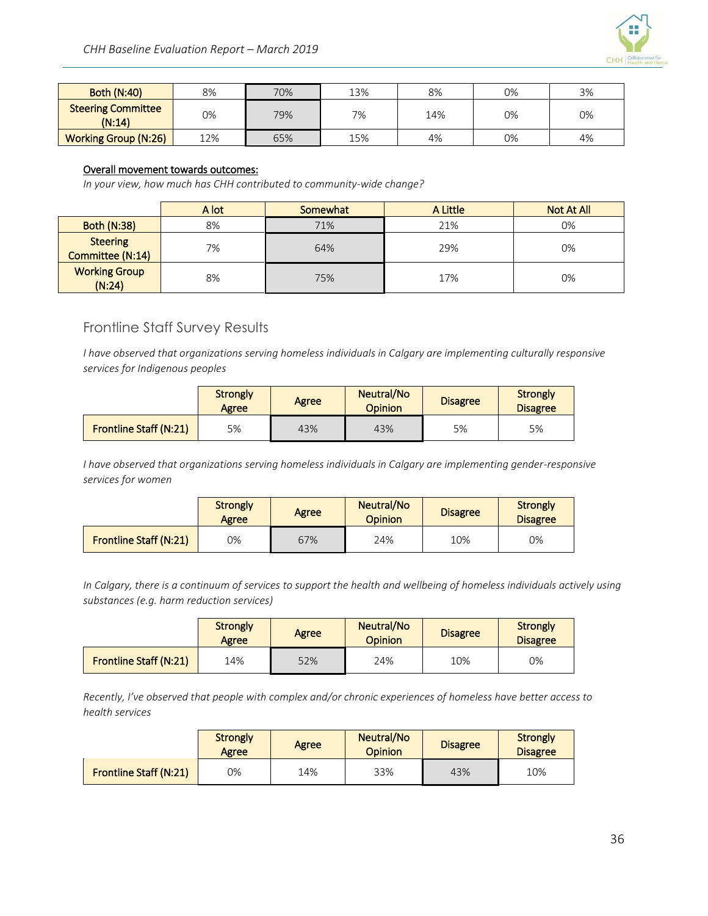| | | | | | | |
|---|---|---|---|---|---|---|
| Both (N:40) | 8% | 70% | 13% | 8% | 0% | 3% |
| Steering Committee (N:14) | 0% | 79% | 7% | 14% | 0% | 0% |
| Working Group (N:26) | 12% | 65% | 15% | 4% | 0% | 4% |

<u>**Overall movement towards outcomes:**</u>

*In your view, how much has CHH contributed to community-wide change?*

| | A lot | Somewhat | A Little | Not At All |
|---|---|---|---|---|
| Both (N:38) | 8% | 71% | 21% | 0% |
| Steering Committee (N:14) | 7% | 64% | 29% | 0% |
| Working Group (N:24) | 8% | 75% | 17% | 0% |

## Frontline Staff Survey Results

*I have observed that organizations serving homeless individuals in Calgary are implementing culturally responsive services for Indigenous peoples*

| | Strongly Agree | Agree | Neutral/No Opinion | Disagree | Strongly Disagree |
|---|---|---|---|---|---|
| Frontline Staff (N:21) | 5% | 43% | 43% | 5% | 5% |

*I have observed that organizations serving homeless individuals in Calgary are implementing gender-responsive services for women*

| | Strongly Agree | Agree | Neutral/No Opinion | Disagree | Strongly Disagree |
|---|---|---|---|---|---|
| Frontline Staff (N:21) | 0% | 67% | 24% | 10% | 0% |

*In Calgary, there is a continuum of services to support the health and wellbeing of homeless individuals actively using substances (e.g. harm reduction services)*

| | Strongly Agree | Agree | Neutral/No Opinion | Disagree | Strongly Disagree |
|---|---|---|---|---|---|
| Frontline Staff (N:21) | 14% | 52% | 24% | 10% | 0% |

*Recently, I've observed that people with complex and/or chronic experiences of homeless have better access to health services*

| | Strongly Agree | Agree | Neutral/No Opinion | Disagree | Strongly Disagree |
|---|---|---|---|---|---|
| Frontline Staff (N:21) | 0% | 14% | 33% | 43% | 10% |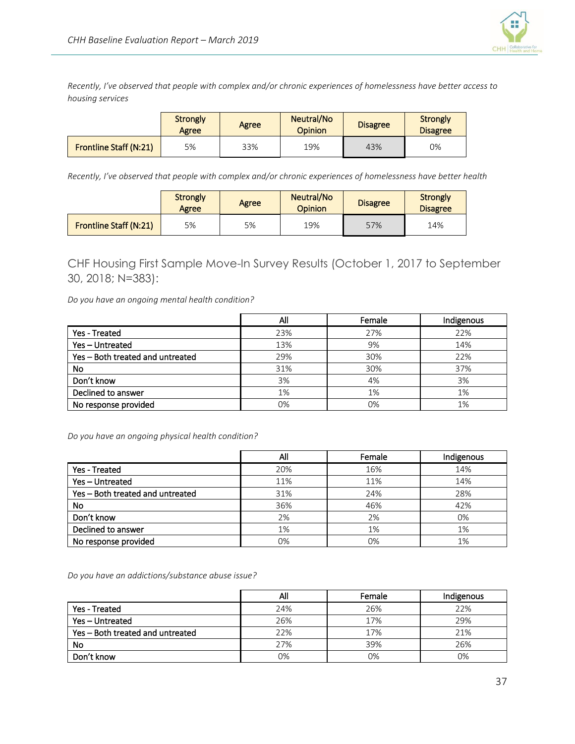*Recently, I've observed that people with complex and/or chronic experiences of homelessness have better access to housing services*

| | Strongly Agree | Agree | Neutral/No Opinion | Disagree | Strongly Disagree |
|---|---|---|---|---|---|
| Frontline Staff (N:21) | 5% | 33% | 19% | 43% | 0% |

*Recently, I've observed that people with complex and/or chronic experiences of homelessness have better health*

| | Strongly Agree | Agree | Neutral/No Opinion | Disagree | Strongly Disagree |
|---|---|---|---|---|---|
| Frontline Staff (N:21) | 5% | 5% | 19% | 57% | 14% |

## CHF Housing First Sample Move-In Survey Results (October 1, 2017 to September 30, 2018; N=383):

*Do you have an ongoing mental health condition?*

| | All | Female | Indigenous |
|---|---|---|---|
| Yes - Treated | 23% | 27% | 22% |
| Yes – Untreated | 13% | 9% | 14% |
| Yes – Both treated and untreated | 29% | 30% | 22% |
| No | 31% | 30% | 37% |
| Don't know | 3% | 4% | 3% |
| Declined to answer | 1% | 1% | 1% |
| No response provided | 0% | 0% | 1% |

*Do you have an ongoing physical health condition?*

| | All | Female | Indigenous |
|---|---|---|---|
| Yes - Treated | 20% | 16% | 14% |
| Yes – Untreated | 11% | 11% | 14% |
| Yes – Both treated and untreated | 31% | 24% | 28% |
| No | 36% | 46% | 42% |
| Don't know | 2% | 2% | 0% |
| Declined to answer | 1% | 1% | 1% |
| No response provided | 0% | 0% | 1% |

*Do you have an addictions/substance abuse issue?*

| | All | Female | Indigenous |
|---|---|---|---|
| Yes - Treated | 24% | 26% | 22% |
| Yes – Untreated | 26% | 17% | 29% |
| Yes – Both treated and untreated | 22% | 17% | 21% |
| No | 27% | 39% | 26% |
| Don't know | 0% | 0% | 0% |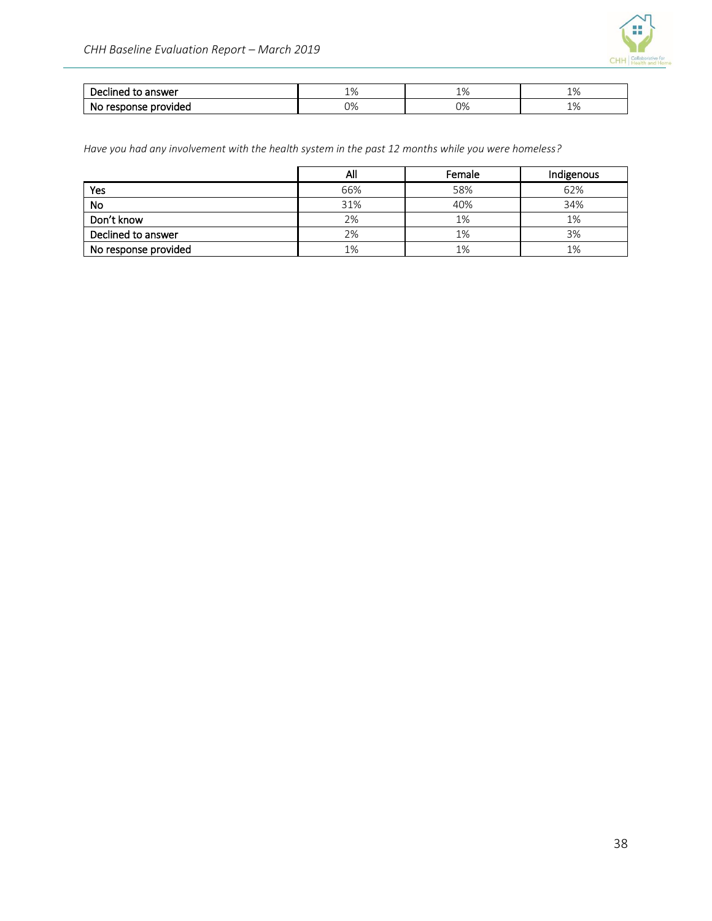| | | | |
|---|---|---|---|
| Declined to answer | 1% | 1% | 1% |
| No response provided | 0% | 0% | 1% |

*Have you had any involvement with the health system in the past 12 months while you were homeless?*

| | All | Female | Indigenous |
|---|---|---|---|
| Yes | 66% | 58% | 62% |
| No | 31% | 40% | 34% |
| Don't know | 2% | 1% | 1% |
| Declined to answer | 2% | 1% | 3% |
| No response provided | 1% | 1% | 1% |